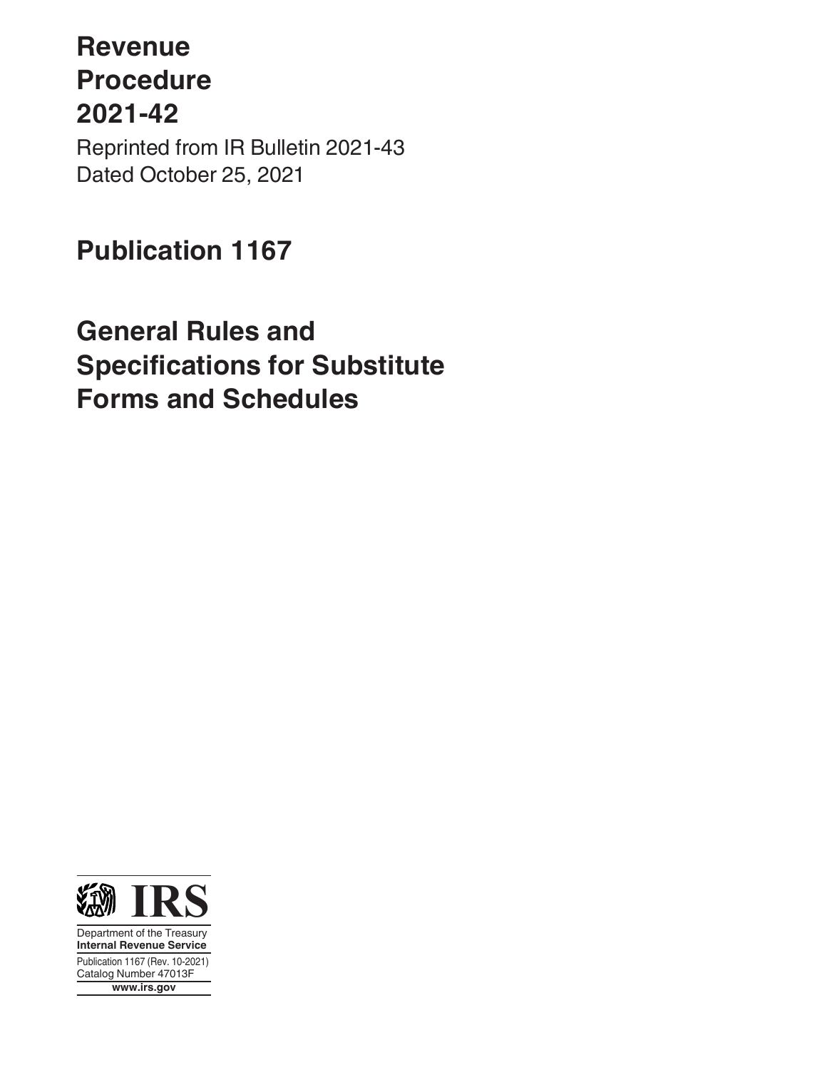# Revenue Procedure 2021-42

Reprinted from IR Bulletin 2021-43
Dated October 25, 2021

# Publication 1167

# General Rules and Specifications for Substitute Forms and Schedules

IRS

Department of the Treasury
**Internal Revenue Service**

Publication 1167 (Rev. 10-2021)
Catalog Number 47013F

**www.irs.gov**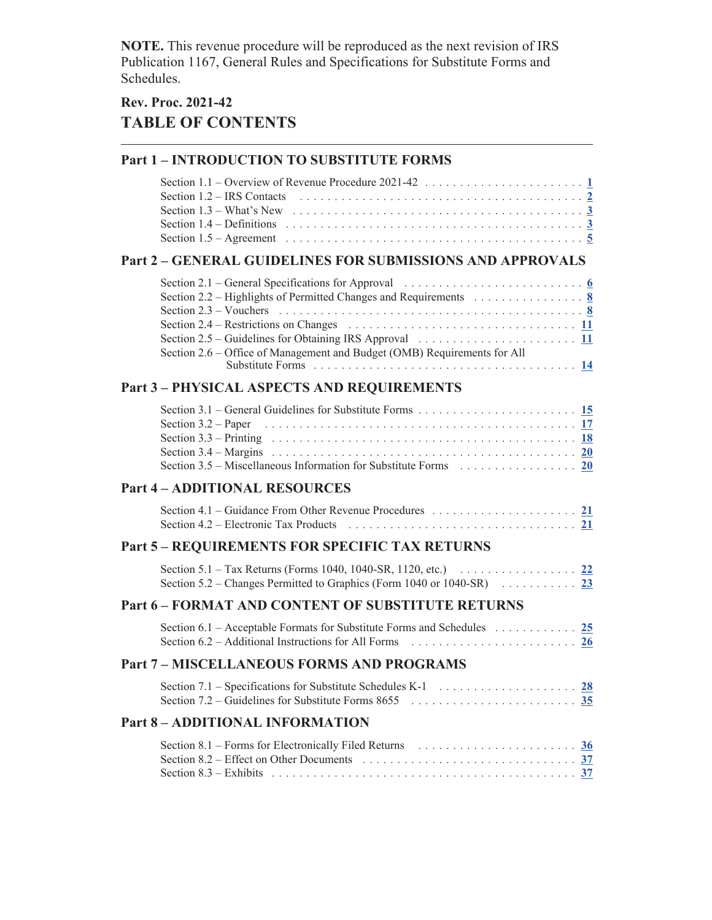**NOTE.** This revenue procedure will be reproduced as the next revision of IRS Publication 1167, General Rules and Specifications for Substitute Forms and Schedules.

**Rev. Proc. 2021-42**

# TABLE OF CONTENTS

## Part 1 – INTRODUCTION TO SUBSTITUTE FORMS

- Section 1.1 – Overview of Revenue Procedure 2021-42 . . . . . . . . . . . . . . . . . . . . . . . . 1
- Section 1.2 – IRS Contacts . . . . . . . . . . . . . . . . . . . . . . . . . . . . . . . . . . . . . . . . . 2
- Section 1.3 – What's New . . . . . . . . . . . . . . . . . . . . . . . . . . . . . . . . . . . . . . . . . 3
- Section 1.4 – Definitions . . . . . . . . . . . . . . . . . . . . . . . . . . . . . . . . . . . . . . . . . . 3
- Section 1.5 – Agreement . . . . . . . . . . . . . . . . . . . . . . . . . . . . . . . . . . . . . . . . . . 5

## Part 2 – GENERAL GUIDELINES FOR SUBMISSIONS AND APPROVALS

- Section 2.1 – General Specifications for Approval . . . . . . . . . . . . . . . . . . . . . . . . . . 6
- Section 2.2 – Highlights of Permitted Changes and Requirements . . . . . . . . . . . . . . . . 8
- Section 2.3 – Vouchers . . . . . . . . . . . . . . . . . . . . . . . . . . . . . . . . . . . . . . . . . . . 8
- Section 2.4 – Restrictions on Changes . . . . . . . . . . . . . . . . . . . . . . . . . . . . . . . . . 11
- Section 2.5 – Guidelines for Obtaining IRS Approval . . . . . . . . . . . . . . . . . . . . . . . . 11
- Section 2.6 – Office of Management and Budget (OMB) Requirements for All Substitute Forms . . . . . . . . . . . . . . . . . . . . . . . . . . . . . . . . . . . . . 14

## Part 3 – PHYSICAL ASPECTS AND REQUIREMENTS

- Section 3.1 – General Guidelines for Substitute Forms . . . . . . . . . . . . . . . . . . . . . . . 15
- Section 3.2 – Paper . . . . . . . . . . . . . . . . . . . . . . . . . . . . . . . . . . . . . . . . . . . . . 17
- Section 3.3 – Printing . . . . . . . . . . . . . . . . . . . . . . . . . . . . . . . . . . . . . . . . . . . 18
- Section 3.4 – Margins . . . . . . . . . . . . . . . . . . . . . . . . . . . . . . . . . . . . . . . . . . . 20
- Section 3.5 – Miscellaneous Information for Substitute Forms . . . . . . . . . . . . . . . . . 20

## Part 4 – ADDITIONAL RESOURCES

- Section 4.1 – Guidance From Other Revenue Procedures . . . . . . . . . . . . . . . . . . . . . 21
- Section 4.2 – Electronic Tax Products . . . . . . . . . . . . . . . . . . . . . . . . . . . . . . . . . 21

## Part 5 – REQUIREMENTS FOR SPECIFIC TAX RETURNS

- Section 5.1 – Tax Returns (Forms 1040, 1040-SR, 1120, etc.) . . . . . . . . . . . . . . . . . 22
- Section 5.2 – Changes Permitted to Graphics (Form 1040 or 1040-SR) . . . . . . . . . . . 23

## Part 6 – FORMAT AND CONTENT OF SUBSTITUTE RETURNS

- Section 6.1 – Acceptable Formats for Substitute Forms and Schedules . . . . . . . . . . . . 25
- Section 6.2 – Additional Instructions for All Forms . . . . . . . . . . . . . . . . . . . . . . . . 26

## Part 7 – MISCELLANEOUS FORMS AND PROGRAMS

- Section 7.1 – Specifications for Substitute Schedules K-1 . . . . . . . . . . . . . . . . . . . . 28
- Section 7.2 – Guidelines for Substitute Forms 8655 . . . . . . . . . . . . . . . . . . . . . . . . 35

## Part 8 – ADDITIONAL INFORMATION

- Section 8.1 – Forms for Electronically Filed Returns . . . . . . . . . . . . . . . . . . . . . . . 36
- Section 8.2 – Effect on Other Documents . . . . . . . . . . . . . . . . . . . . . . . . . . . . . . . 37
- Section 8.3 – Exhibits . . . . . . . . . . . . . . . . . . . . . . . . . . . . . . . . . . . . . . . . . . . 37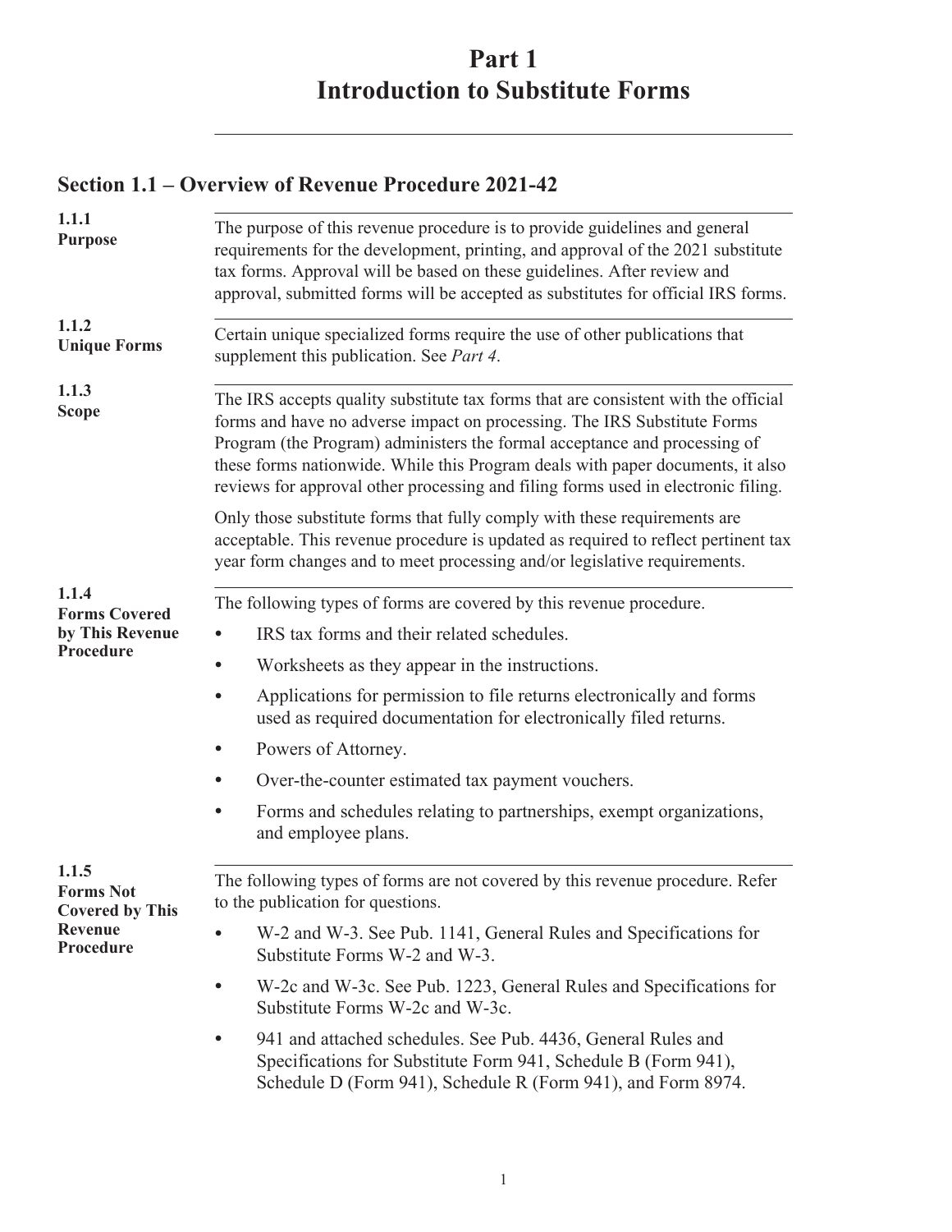# Part 1
# Introduction to Substitute Forms

## Section 1.1 – Overview of Revenue Procedure 2021-42

### 1.1.1 Purpose

The purpose of this revenue procedure is to provide guidelines and general requirements for the development, printing, and approval of the 2021 substitute tax forms. Approval will be based on these guidelines. After review and approval, submitted forms will be accepted as substitutes for official IRS forms.

### 1.1.2 Unique Forms

Certain unique specialized forms require the use of other publications that supplement this publication. See *Part 4*.

### 1.1.3 Scope

The IRS accepts quality substitute tax forms that are consistent with the official forms and have no adverse impact on processing. The IRS Substitute Forms Program (the Program) administers the formal acceptance and processing of these forms nationwide. While this Program deals with paper documents, it also reviews for approval other processing and filing forms used in electronic filing.

Only those substitute forms that fully comply with these requirements are acceptable. This revenue procedure is updated as required to reflect pertinent tax year form changes and to meet processing and/or legislative requirements.

### 1.1.4 Forms Covered by This Revenue Procedure

The following types of forms are covered by this revenue procedure.

- IRS tax forms and their related schedules.
- Worksheets as they appear in the instructions.
- Applications for permission to file returns electronically and forms used as required documentation for electronically filed returns.
- Powers of Attorney.
- Over-the-counter estimated tax payment vouchers.
- Forms and schedules relating to partnerships, exempt organizations, and employee plans.

### 1.1.5 Forms Not Covered by This Revenue Procedure

The following types of forms are not covered by this revenue procedure. Refer to the publication for questions.

- W-2 and W-3. See Pub. 1141, General Rules and Specifications for Substitute Forms W-2 and W-3.
- W-2c and W-3c. See Pub. 1223, General Rules and Specifications for Substitute Forms W-2c and W-3c.
- 941 and attached schedules. See Pub. 4436, General Rules and Specifications for Substitute Form 941, Schedule B (Form 941), Schedule D (Form 941), Schedule R (Form 941), and Form 8974.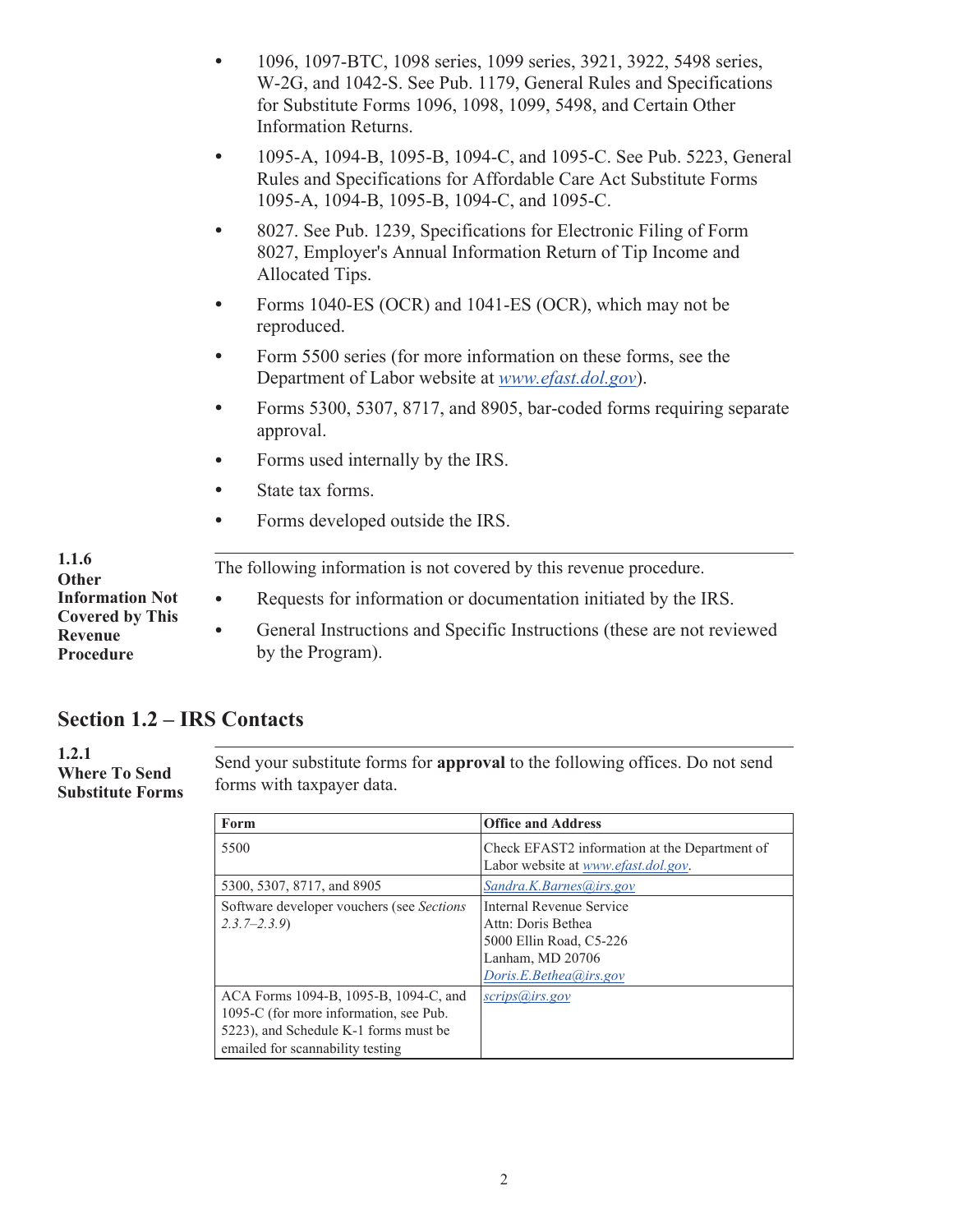- 1096, 1097-BTC, 1098 series, 1099 series, 3921, 3922, 5498 series, W-2G, and 1042-S. See Pub. 1179, General Rules and Specifications for Substitute Forms 1096, 1098, 1099, 5498, and Certain Other Information Returns.
- 1095-A, 1094-B, 1095-B, 1094-C, and 1095-C. See Pub. 5223, General Rules and Specifications for Affordable Care Act Substitute Forms 1095-A, 1094-B, 1095-B, 1094-C, and 1095-C.
- 8027. See Pub. 1239, Specifications for Electronic Filing of Form 8027, Employer's Annual Information Return of Tip Income and Allocated Tips.
- Forms 1040-ES (OCR) and 1041-ES (OCR), which may not be reproduced.
- Form 5500 series (for more information on these forms, see the Department of Labor website at *www.efast.dol.gov*).
- Forms 5300, 5307, 8717, and 8905, bar-coded forms requiring separate approval.
- Forms used internally by the IRS.
- State tax forms.
- Forms developed outside the IRS.

**1.1.6 Other Information Not Covered by This Revenue Procedure**

The following information is not covered by this revenue procedure.

- Requests for information or documentation initiated by the IRS.
- General Instructions and Specific Instructions (these are not reviewed by the Program).

## Section 1.2 – IRS Contacts

**1.2.1 Where To Send Substitute Forms**

Send your substitute forms for **approval** to the following offices. Do not send forms with taxpayer data.

| Form | Office and Address |
|---|---|
| 5500 | Check EFAST2 information at the Department of Labor website at *www.efast.dol.gov*. |
| 5300, 5307, 8717, and 8905 | *Sandra.K.Barnes@irs.gov* |
| Software developer vouchers (see *Sections 2.3.7–2.3.9*) | Internal Revenue Service<br>Attn: Doris Bethea<br>5000 Ellin Road, C5-226<br>Lanham, MD 20706<br>*Doris.E.Bethea@irs.gov* |
| ACA Forms 1094-B, 1095-B, 1094-C, and 1095-C (for more information, see Pub. 5223), and Schedule K-1 forms must be emailed for scannability testing | *scrips@irs.gov* |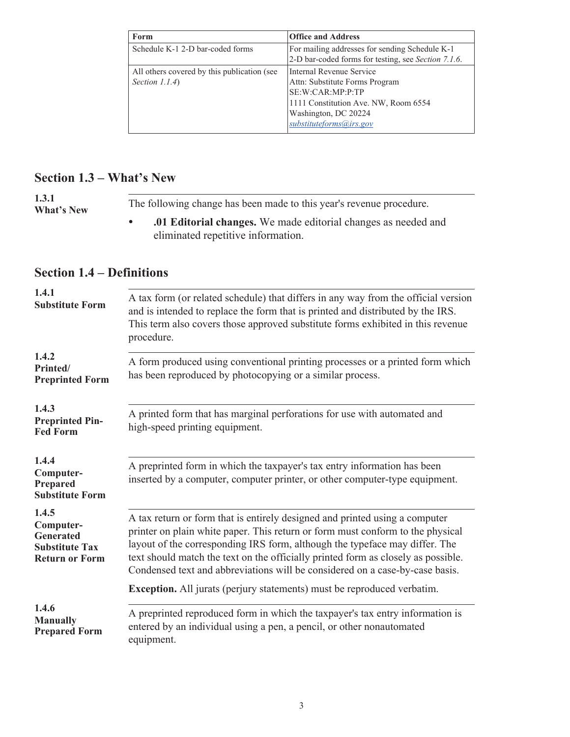| Form | Office and Address |
|---|---|
| Schedule K-1 2-D bar-coded forms | For mailing addresses for sending Schedule K-1 2-D bar-coded forms for testing, see *Section 7.1.6*. |
| All others covered by this publication (see *Section 1.1.4*) | Internal Revenue Service<br>Attn: Substitute Forms Program<br>SE:W:CAR:MP:P:TP<br>1111 Constitution Ave. NW, Room 6554<br>Washington, DC 20224<br>*substituteforms@irs.gov* |

## Section 1.3 – What's New

**1.3.1**
**What's New**

The following change has been made to this year's revenue procedure.

- **.01 Editorial changes.** We made editorial changes as needed and eliminated repetitive information.

## Section 1.4 – Definitions

**1.4.1**
**Substitute Form**

A tax form (or related schedule) that differs in any way from the official version and is intended to replace the form that is printed and distributed by the IRS. This term also covers those approved substitute forms exhibited in this revenue procedure.

**1.4.2**
**Printed/ Preprinted Form**

A form produced using conventional printing processes or a printed form which has been reproduced by photocopying or a similar process.

**1.4.3**
**Preprinted Pin-Fed Form**

A printed form that has marginal perforations for use with automated and high-speed printing equipment.

**1.4.4**
**Computer-Prepared Substitute Form**

A preprinted form in which the taxpayer's tax entry information has been inserted by a computer, computer printer, or other computer-type equipment.

**1.4.5**
**Computer-Generated Substitute Tax Return or Form**

A tax return or form that is entirely designed and printed using a computer printer on plain white paper. This return or form must conform to the physical layout of the corresponding IRS form, although the typeface may differ. The text should match the text on the officially printed form as closely as possible. Condensed text and abbreviations will be considered on a case-by-case basis.

**Exception.** All jurats (perjury statements) must be reproduced verbatim.

**1.4.6**
**Manually Prepared Form**

A preprinted reproduced form in which the taxpayer's tax entry information is entered by an individual using a pen, a pencil, or other nonautomated equipment.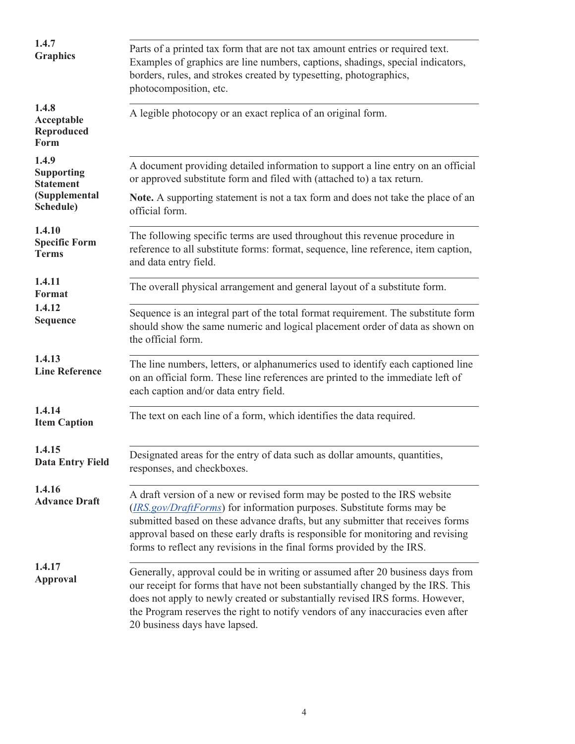**1.4.7 Graphics**

Parts of a printed tax form that are not tax amount entries or required text. Examples of graphics are line numbers, captions, shadings, special indicators, borders, rules, and strokes created by typesetting, photographics, photocomposition, etc.

**1.4.8 Acceptable Reproduced Form**

A legible photocopy or an exact replica of an original form.

**1.4.9 Supporting Statement (Supplemental Schedule)**

A document providing detailed information to support a line entry on an official or approved substitute form and filed with (attached to) a tax return.

**Note.** A supporting statement is not a tax form and does not take the place of an official form.

**1.4.10 Specific Form Terms**

The following specific terms are used throughout this revenue procedure in reference to all substitute forms: format, sequence, line reference, item caption, and data entry field.

**1.4.11 Format**

The overall physical arrangement and general layout of a substitute form.

**1.4.12 Sequence**

Sequence is an integral part of the total format requirement. The substitute form should show the same numeric and logical placement order of data as shown on the official form.

**1.4.13 Line Reference**

The line numbers, letters, or alphanumerics used to identify each captioned line on an official form. These line references are printed to the immediate left of each caption and/or data entry field.

**1.4.14 Item Caption**

The text on each line of a form, which identifies the data required.

**1.4.15 Data Entry Field**

Designated areas for the entry of data such as dollar amounts, quantities, responses, and checkboxes.

**1.4.16 Advance Draft**

A draft version of a new or revised form may be posted to the IRS website (*IRS.gov/DraftForms*) for information purposes. Substitute forms may be submitted based on these advance drafts, but any submitter that receives forms approval based on these early drafts is responsible for monitoring and revising forms to reflect any revisions in the final forms provided by the IRS.

**1.4.17 Approval**

Generally, approval could be in writing or assumed after 20 business days from our receipt for forms that have not been substantially changed by the IRS. This does not apply to newly created or substantially revised IRS forms. However, the Program reserves the right to notify vendors of any inaccuracies even after 20 business days have lapsed.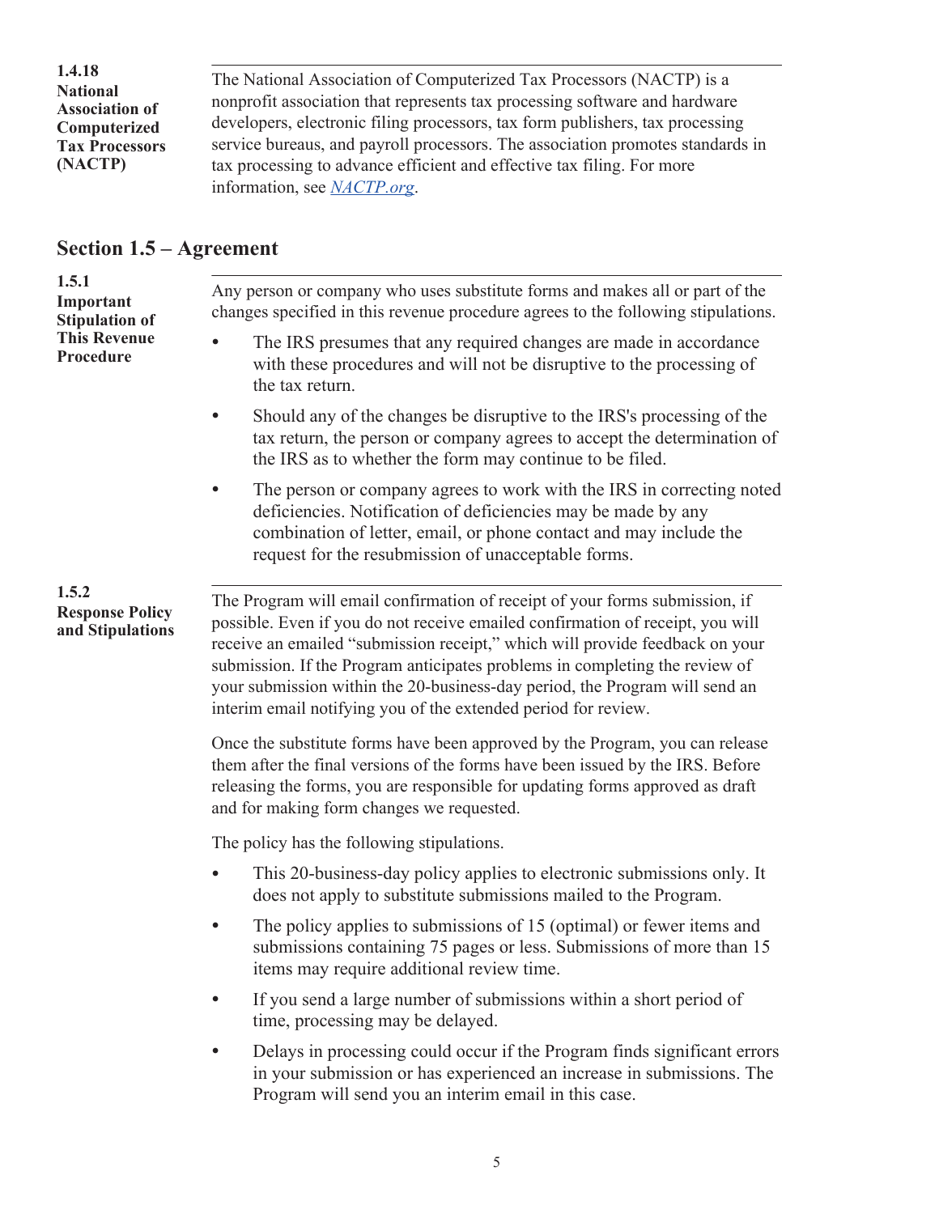### 1.4.18 National Association of Computerized Tax Processors (NACTP)

The National Association of Computerized Tax Processors (NACTP) is a nonprofit association that represents tax processing software and hardware developers, electronic filing processors, tax form publishers, tax processing service bureaus, and payroll processors. The association promotes standards in tax processing to advance efficient and effective tax filing. For more information, see *NACTP.org*.

## Section 1.5 – Agreement

### 1.5.1 Important Stipulation of This Revenue Procedure

Any person or company who uses substitute forms and makes all or part of the changes specified in this revenue procedure agrees to the following stipulations.

- The IRS presumes that any required changes are made in accordance with these procedures and will not be disruptive to the processing of the tax return.
- Should any of the changes be disruptive to the IRS's processing of the tax return, the person or company agrees to accept the determination of the IRS as to whether the form may continue to be filed.
- The person or company agrees to work with the IRS in correcting noted deficiencies. Notification of deficiencies may be made by any combination of letter, email, or phone contact and may include the request for the resubmission of unacceptable forms.

### 1.5.2 Response Policy and Stipulations

The Program will email confirmation of receipt of your forms submission, if possible. Even if you do not receive emailed confirmation of receipt, you will receive an emailed "submission receipt," which will provide feedback on your submission. If the Program anticipates problems in completing the review of your submission within the 20-business-day period, the Program will send an interim email notifying you of the extended period for review.

Once the substitute forms have been approved by the Program, you can release them after the final versions of the forms have been issued by the IRS. Before releasing the forms, you are responsible for updating forms approved as draft and for making form changes we requested.

The policy has the following stipulations.

- This 20-business-day policy applies to electronic submissions only. It does not apply to substitute submissions mailed to the Program.
- The policy applies to submissions of 15 (optimal) or fewer items and submissions containing 75 pages or less. Submissions of more than 15 items may require additional review time.
- If you send a large number of submissions within a short period of time, processing may be delayed.
- Delays in processing could occur if the Program finds significant errors in your submission or has experienced an increase in submissions. The Program will send you an interim email in this case.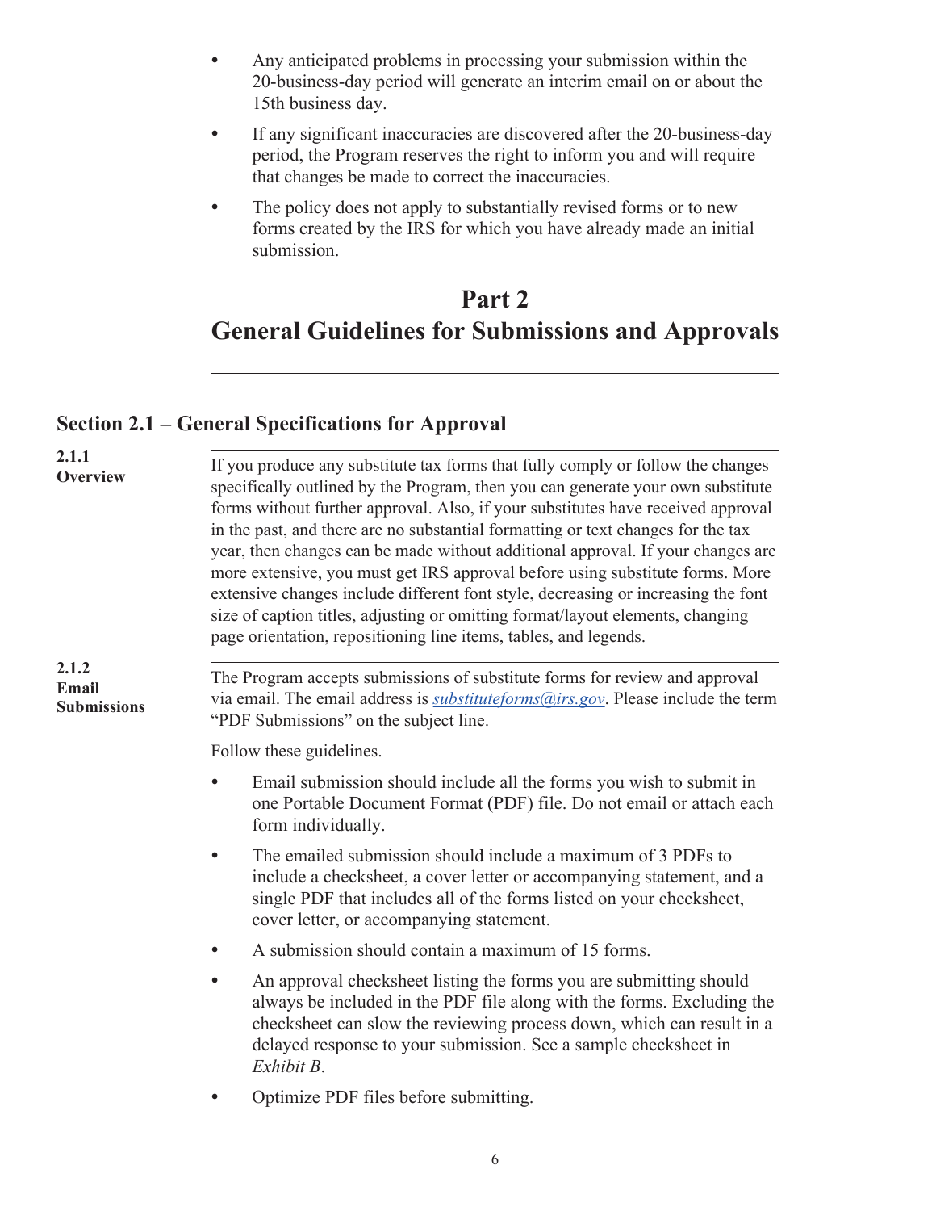- Any anticipated problems in processing your submission within the 20-business-day period will generate an interim email on or about the 15th business day.
- If any significant inaccuracies are discovered after the 20-business-day period, the Program reserves the right to inform you and will require that changes be made to correct the inaccuracies.
- The policy does not apply to substantially revised forms or to new forms created by the IRS for which you have already made an initial submission.

# Part 2
# General Guidelines for Submissions and Approvals

## Section 2.1 – General Specifications for Approval

**2.1.1 Overview**

If you produce any substitute tax forms that fully comply or follow the changes specifically outlined by the Program, then you can generate your own substitute forms without further approval. Also, if your substitutes have received approval in the past, and there are no substantial formatting or text changes for the tax year, then changes can be made without additional approval. If your changes are more extensive, you must get IRS approval before using substitute forms. More extensive changes include different font style, decreasing or increasing the font size of caption titles, adjusting or omitting format/layout elements, changing page orientation, repositioning line items, tables, and legends.

**2.1.2 Email Submissions**

The Program accepts submissions of substitute forms for review and approval via email. The email address is *substituteforms@irs.gov*. Please include the term "PDF Submissions" on the subject line.

Follow these guidelines.

- Email submission should include all the forms you wish to submit in one Portable Document Format (PDF) file. Do not email or attach each form individually.
- The emailed submission should include a maximum of 3 PDFs to include a checksheet, a cover letter or accompanying statement, and a single PDF that includes all of the forms listed on your checksheet, cover letter, or accompanying statement.
- A submission should contain a maximum of 15 forms.
- An approval checksheet listing the forms you are submitting should always be included in the PDF file along with the forms. Excluding the checksheet can slow the reviewing process down, which can result in a delayed response to your submission. See a sample checksheet in *Exhibit B*.
- Optimize PDF files before submitting.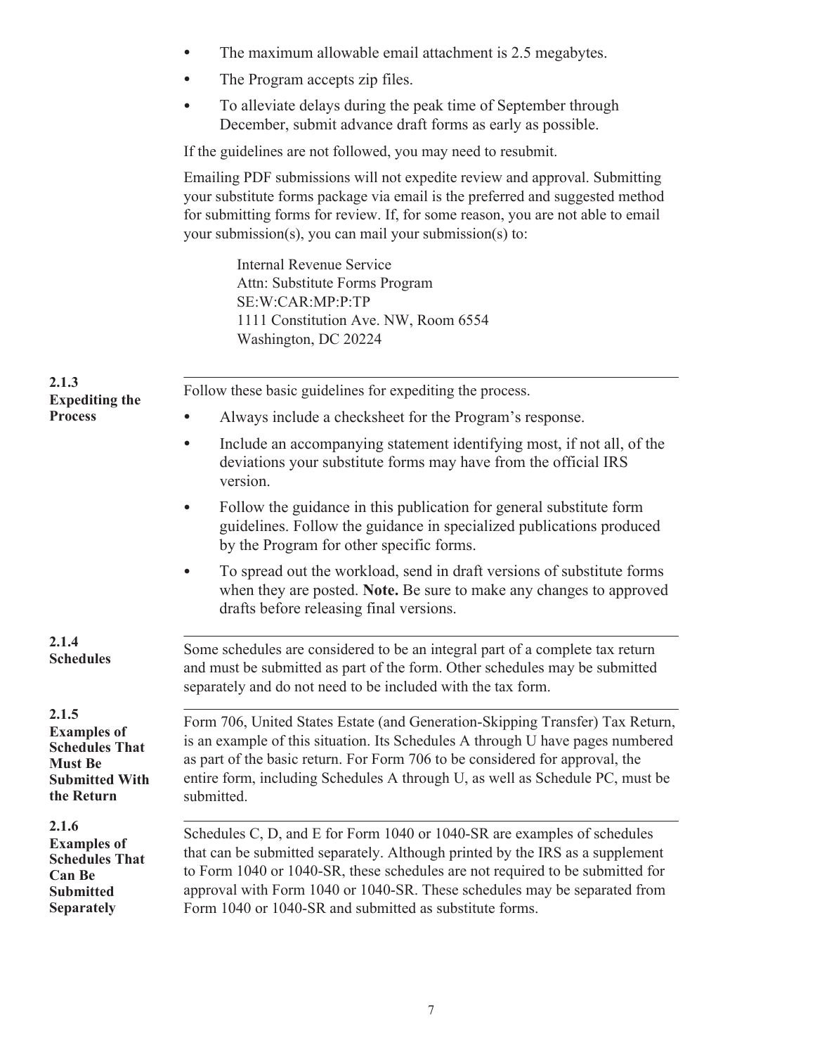- The maximum allowable email attachment is 2.5 megabytes.
- The Program accepts zip files.
- To alleviate delays during the peak time of September through December, submit advance draft forms as early as possible.

If the guidelines are not followed, you may need to resubmit.

Emailing PDF submissions will not expedite review and approval. Submitting your substitute forms package via email is the preferred and suggested method for submitting forms for review. If, for some reason, you are not able to email your submission(s), you can mail your submission(s) to:

Internal Revenue Service
Attn: Substitute Forms Program
SE:W:CAR:MP:P:TP
1111 Constitution Ave. NW, Room 6554
Washington, DC 20224

### 2.1.3 Expediting the Process

Follow these basic guidelines for expediting the process.

- Always include a checksheet for the Program's response.
- Include an accompanying statement identifying most, if not all, of the deviations your substitute forms may have from the official IRS version.
- Follow the guidance in this publication for general substitute form guidelines. Follow the guidance in specialized publications produced by the Program for other specific forms.
- To spread out the workload, send in draft versions of substitute forms when they are posted. **Note.** Be sure to make any changes to approved drafts before releasing final versions.

### 2.1.4 Schedules

Some schedules are considered to be an integral part of a complete tax return and must be submitted as part of the form. Other schedules may be submitted separately and do not need to be included with the tax form.

### 2.1.5 Examples of Schedules That Must Be Submitted With the Return

Form 706, United States Estate (and Generation-Skipping Transfer) Tax Return, is an example of this situation. Its Schedules A through U have pages numbered as part of the basic return. For Form 706 to be considered for approval, the entire form, including Schedules A through U, as well as Schedule PC, must be submitted.

### 2.1.6 Examples of Schedules That Can Be Submitted Separately

Schedules C, D, and E for Form 1040 or 1040-SR are examples of schedules that can be submitted separately. Although printed by the IRS as a supplement to Form 1040 or 1040-SR, these schedules are not required to be submitted for approval with Form 1040 or 1040-SR. These schedules may be separated from Form 1040 or 1040-SR and submitted as substitute forms.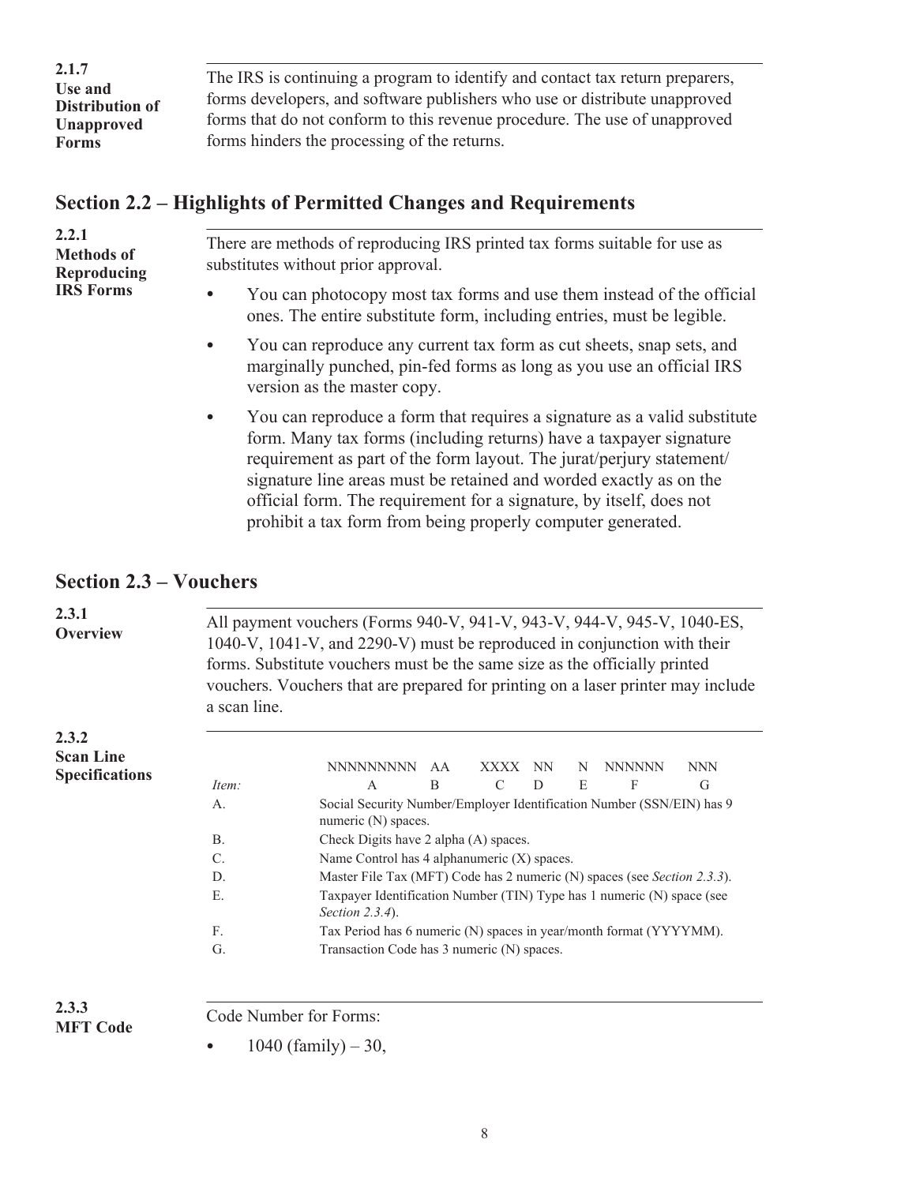**2.1.7**
**Use and Distribution of Unapproved Forms**

The IRS is continuing a program to identify and contact tax return preparers, forms developers, and software publishers who use or distribute unapproved forms that do not conform to this revenue procedure. The use of unapproved forms hinders the processing of the returns.

## Section 2.2 – Highlights of Permitted Changes and Requirements

**2.2.1**
**Methods of Reproducing IRS Forms**

There are methods of reproducing IRS printed tax forms suitable for use as substitutes without prior approval.

- You can photocopy most tax forms and use them instead of the official ones. The entire substitute form, including entries, must be legible.
- You can reproduce any current tax form as cut sheets, snap sets, and marginally punched, pin-fed forms as long as you use an official IRS version as the master copy.
- You can reproduce a form that requires a signature as a valid substitute form. Many tax forms (including returns) have a taxpayer signature requirement as part of the form layout. The jurat/perjury statement/ signature line areas must be retained and worded exactly as on the official form. The requirement for a signature, by itself, does not prohibit a tax form from being properly computer generated.

## Section 2.3 – Vouchers

**2.3.1**
**Overview**

All payment vouchers (Forms 940-V, 941-V, 943-V, 944-V, 945-V, 1040-ES, 1040-V, 1041-V, and 2290-V) must be reproduced in conjunction with their forms. Substitute vouchers must be the same size as the officially printed vouchers. Vouchers that are prepared for printing on a laser printer may include a scan line.

**2.3.2**
**Scan Line Specifications**

| | NNNNNNNNN | AA | XXXX | NN | N | NNNNNN | NNN |
|---|---|---|---|---|---|---|---|
| *Item:* | A | B | C | D | E | F | G |

| | |
|---|---|
| A. | Social Security Number/Employer Identification Number (SSN/EIN) has 9 numeric (N) spaces. |
| B. | Check Digits have 2 alpha (A) spaces. |
| C. | Name Control has 4 alphanumeric (X) spaces. |
| D. | Master File Tax (MFT) Code has 2 numeric (N) spaces (see *Section 2.3.3*). |
| E. | Taxpayer Identification Number (TIN) Type has 1 numeric (N) space (see *Section 2.3.4*). |
| F. | Tax Period has 6 numeric (N) spaces in year/month format (YYYYMM). |
| G. | Transaction Code has 3 numeric (N) spaces. |

**2.3.3**
**MFT Code**

Code Number for Forms:

- 1040 (family) – 30,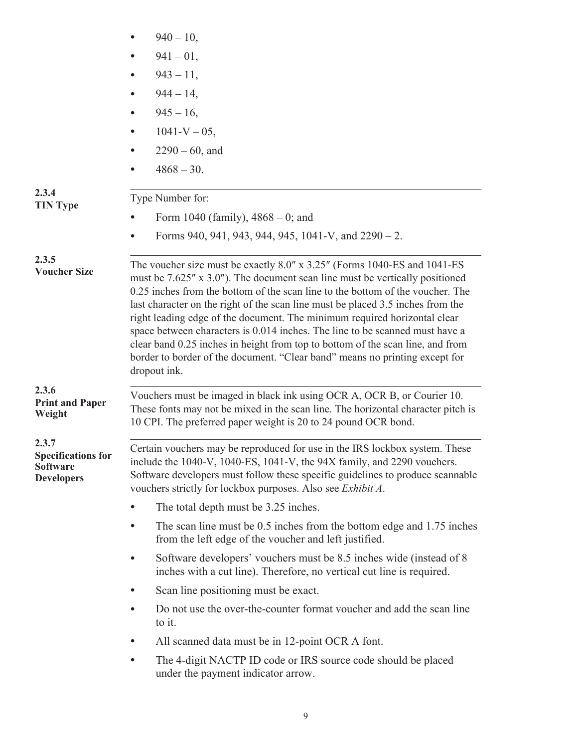- 940 – 10,
- 941 – 01,
- 943 – 11,
- 944 – 14,
- 945 – 16,
- 1041-V – 05,
- 2290 – 60, and
- 4868 – 30.

### 2.3.4 TIN Type

Type Number for:

- Form 1040 (family), 4868 – 0; and
- Forms 940, 941, 943, 944, 945, 1041-V, and 2290 – 2.

### 2.3.5 Voucher Size

The voucher size must be exactly 8.0″ x 3.25″ (Forms 1040-ES and 1041-ES must be 7.625″ x 3.0″). The document scan line must be vertically positioned 0.25 inches from the bottom of the scan line to the bottom of the voucher. The last character on the right of the scan line must be placed 3.5 inches from the right leading edge of the document. The minimum required horizontal clear space between characters is 0.014 inches. The line to be scanned must have a clear band 0.25 inches in height from top to bottom of the scan line, and from border to border of the document. "Clear band" means no printing except for dropout ink.

### 2.3.6 Print and Paper Weight

Vouchers must be imaged in black ink using OCR A, OCR B, or Courier 10. These fonts may not be mixed in the scan line. The horizontal character pitch is 10 CPI. The preferred paper weight is 20 to 24 pound OCR bond.

### 2.3.7 Specifications for Software Developers

Certain vouchers may be reproduced for use in the IRS lockbox system. These include the 1040-V, 1040-ES, 1041-V, the 94X family, and 2290 vouchers. Software developers must follow these specific guidelines to produce scannable vouchers strictly for lockbox purposes. Also see *Exhibit A*.

- The total depth must be 3.25 inches.
- The scan line must be 0.5 inches from the bottom edge and 1.75 inches from the left edge of the voucher and left justified.
- Software developers' vouchers must be 8.5 inches wide (instead of 8 inches with a cut line). Therefore, no vertical cut line is required.
- Scan line positioning must be exact.
- Do not use the over-the-counter format voucher and add the scan line to it.
- All scanned data must be in 12-point OCR A font.
- The 4-digit NACTP ID code or IRS source code should be placed under the payment indicator arrow.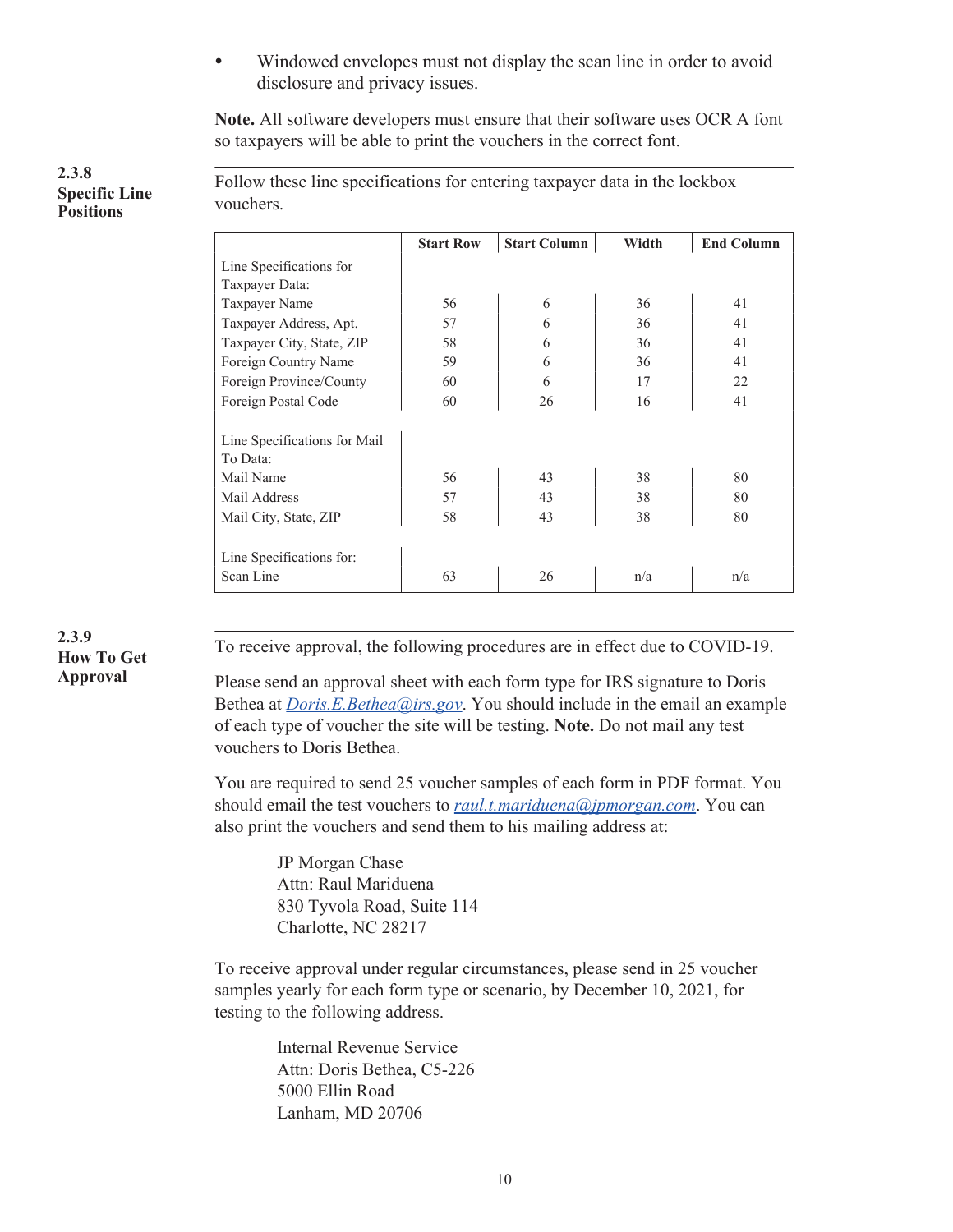- Windowed envelopes must not display the scan line in order to avoid disclosure and privacy issues.

**Note.** All software developers must ensure that their software uses OCR A font so taxpayers will be able to print the vouchers in the correct font.

### 2.3.8 Specific Line Positions

Follow these line specifications for entering taxpayer data in the lockbox vouchers.

| | Start Row | Start Column | Width | End Column |
|---|---|---|---|---|
| Line Specifications for Taxpayer Data: | | | | |
| Taxpayer Name | 56 | 6 | 36 | 41 |
| Taxpayer Address, Apt. | 57 | 6 | 36 | 41 |
| Taxpayer City, State, ZIP | 58 | 6 | 36 | 41 |
| Foreign Country Name | 59 | 6 | 36 | 41 |
| Foreign Province/County | 60 | 6 | 17 | 22 |
| Foreign Postal Code | 60 | 26 | 16 | 41 |
| Line Specifications for Mail To Data: | | | | |
| Mail Name | 56 | 43 | 38 | 80 |
| Mail Address | 57 | 43 | 38 | 80 |
| Mail City, State, ZIP | 58 | 43 | 38 | 80 |
| Line Specifications for: | | | | |
| Scan Line | 63 | 26 | n/a | n/a |

### 2.3.9 How To Get Approval

To receive approval, the following procedures are in effect due to COVID-19.

Please send an approval sheet with each form type for IRS signature to Doris Bethea at *Doris.E.Bethea@irs.gov*. You should include in the email an example of each type of voucher the site will be testing. **Note.** Do not mail any test vouchers to Doris Bethea.

You are required to send 25 voucher samples of each form in PDF format. You should email the test vouchers to *raul.t.mariduena@jpmorgan.com*. You can also print the vouchers and send them to his mailing address at:

> JP Morgan Chase
> Attn: Raul Mariduena
> 830 Tyvola Road, Suite 114
> Charlotte, NC 28217

To receive approval under regular circumstances, please send in 25 voucher samples yearly for each form type or scenario, by December 10, 2021, for testing to the following address.

> Internal Revenue Service
> Attn: Doris Bethea, C5-226
> 5000 Ellin Road
> Lanham, MD 20706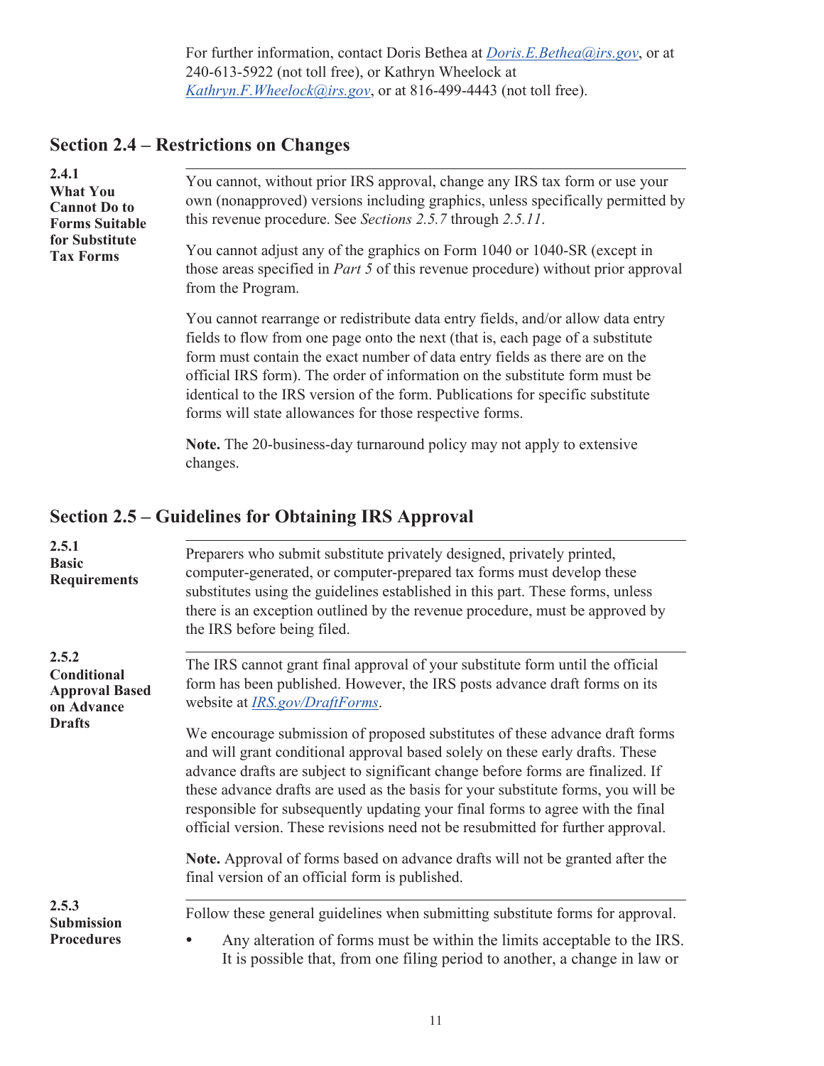For further information, contact Doris Bethea at *Doris.E.Bethea@irs.gov*, or at 240-613-5922 (not toll free), or Kathryn Wheelock at *Kathryn.F.Wheelock@irs.gov*, or at 816-499-4443 (not toll free).

## Section 2.4 – Restrictions on Changes

**2.4.1**
**What You Cannot Do to Forms Suitable for Substitute Tax Forms**

You cannot, without prior IRS approval, change any IRS tax form or use your own (nonapproved) versions including graphics, unless specifically permitted by this revenue procedure. See *Sections 2.5.7* through *2.5.11*.

You cannot adjust any of the graphics on Form 1040 or 1040-SR (except in those areas specified in *Part 5* of this revenue procedure) without prior approval from the Program.

You cannot rearrange or redistribute data entry fields, and/or allow data entry fields to flow from one page onto the next (that is, each page of a substitute form must contain the exact number of data entry fields as there are on the official IRS form). The order of information on the substitute form must be identical to the IRS version of the form. Publications for specific substitute forms will state allowances for those respective forms.

**Note.** The 20-business-day turnaround policy may not apply to extensive changes.

## Section 2.5 – Guidelines for Obtaining IRS Approval

**2.5.1**
**Basic Requirements**

Preparers who submit substitute privately designed, privately printed, computer-generated, or computer-prepared tax forms must develop these substitutes using the guidelines established in this part. These forms, unless there is an exception outlined by the revenue procedure, must be approved by the IRS before being filed.

**2.5.2**
**Conditional Approval Based on Advance Drafts**

The IRS cannot grant final approval of your substitute form until the official form has been published. However, the IRS posts advance draft forms on its website at *IRS.gov/DraftForms*.

We encourage submission of proposed substitutes of these advance draft forms and will grant conditional approval based solely on these early drafts. These advance drafts are subject to significant change before forms are finalized. If these advance drafts are used as the basis for your substitute forms, you will be responsible for subsequently updating your final forms to agree with the final official version. These revisions need not be resubmitted for further approval.

**Note.** Approval of forms based on advance drafts will not be granted after the final version of an official form is published.

**2.5.3**
**Submission Procedures**

Follow these general guidelines when submitting substitute forms for approval.

- Any alteration of forms must be within the limits acceptable to the IRS. It is possible that, from one filing period to another, a change in law or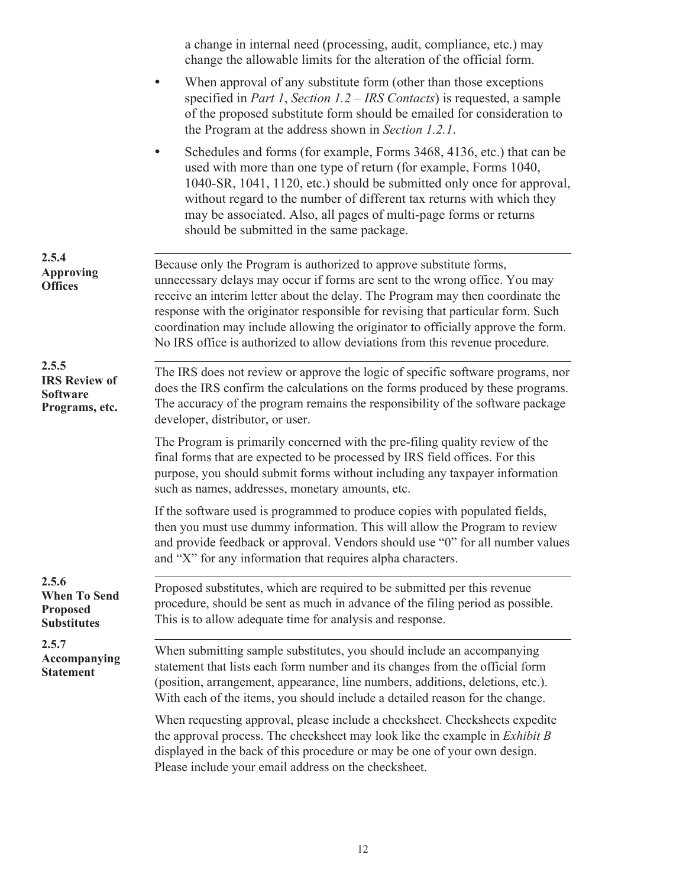a change in internal need (processing, audit, compliance, etc.) may change the allowable limits for the alteration of the official form.

- When approval of any substitute form (other than those exceptions specified in *Part 1*, *Section 1.2 – IRS Contacts*) is requested, a sample of the proposed substitute form should be emailed for consideration to the Program at the address shown in *Section 1.2.1*.
- Schedules and forms (for example, Forms 3468, 4136, etc.) that can be used with more than one type of return (for example, Forms 1040, 1040-SR, 1041, 1120, etc.) should be submitted only once for approval, without regard to the number of different tax returns with which they may be associated. Also, all pages of multi-page forms or returns should be submitted in the same package.

### 2.5.4 Approving Offices

Because only the Program is authorized to approve substitute forms, unnecessary delays may occur if forms are sent to the wrong office. You may receive an interim letter about the delay. The Program may then coordinate the response with the originator responsible for revising that particular form. Such coordination may include allowing the originator to officially approve the form. No IRS office is authorized to allow deviations from this revenue procedure.

### 2.5.5 IRS Review of Software Programs, etc.

The IRS does not review or approve the logic of specific software programs, nor does the IRS confirm the calculations on the forms produced by these programs. The accuracy of the program remains the responsibility of the software package developer, distributor, or user.

The Program is primarily concerned with the pre-filing quality review of the final forms that are expected to be processed by IRS field offices. For this purpose, you should submit forms without including any taxpayer information such as names, addresses, monetary amounts, etc.

If the software used is programmed to produce copies with populated fields, then you must use dummy information. This will allow the Program to review and provide feedback or approval. Vendors should use “0” for all number values and “X” for any information that requires alpha characters.

### 2.5.6 When To Send Proposed Substitutes

Proposed substitutes, which are required to be submitted per this revenue procedure, should be sent as much in advance of the filing period as possible. This is to allow adequate time for analysis and response.

### 2.5.7 Accompanying Statement

When submitting sample substitutes, you should include an accompanying statement that lists each form number and its changes from the official form (position, arrangement, appearance, line numbers, additions, deletions, etc.). With each of the items, you should include a detailed reason for the change.

When requesting approval, please include a checksheet. Checksheets expedite the approval process. The checksheet may look like the example in *Exhibit B* displayed in the back of this procedure or may be one of your own design. Please include your email address on the checksheet.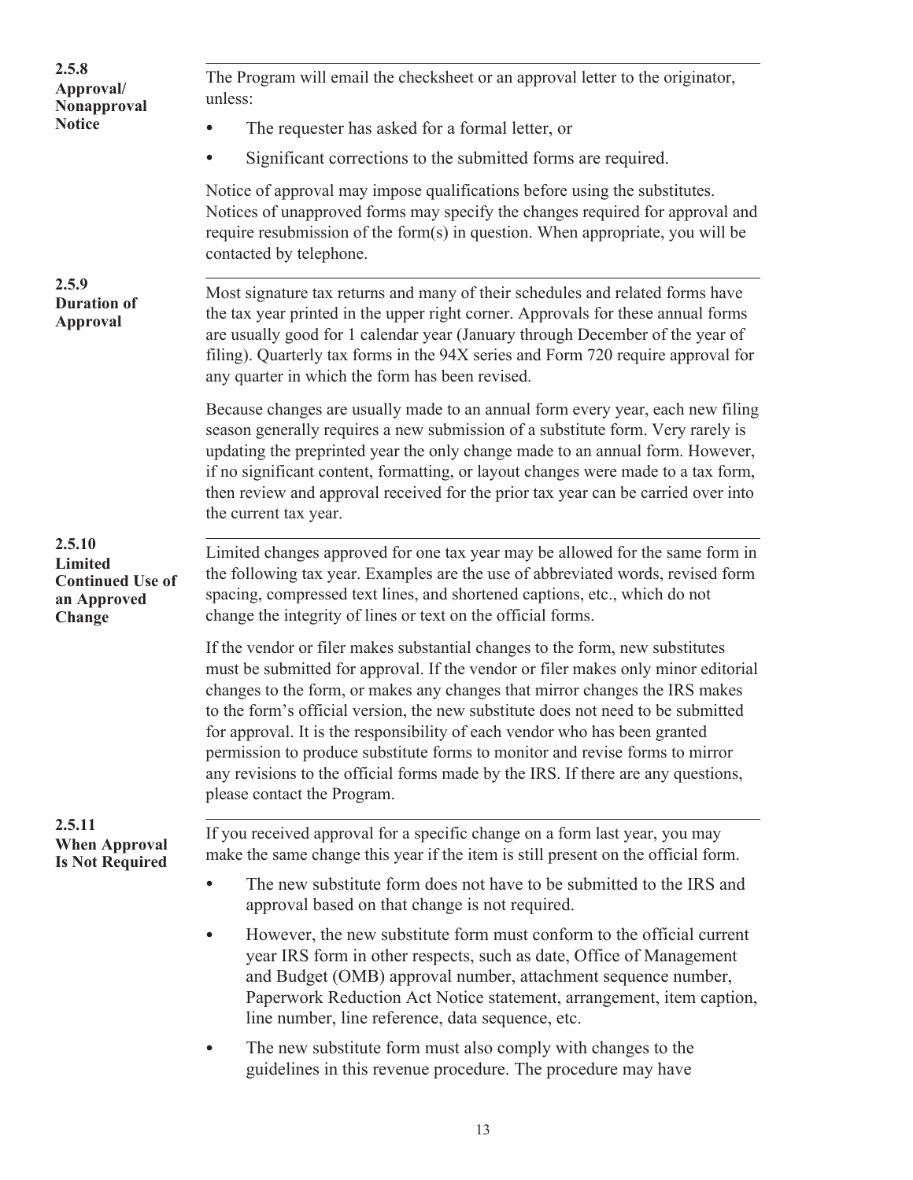### 2.5.8 Approval/ Nonapproval Notice

The Program will email the checksheet or an approval letter to the originator, unless:

- The requester has asked for a formal letter, or
- Significant corrections to the submitted forms are required.

Notice of approval may impose qualifications before using the substitutes. Notices of unapproved forms may specify the changes required for approval and require resubmission of the form(s) in question. When appropriate, you will be contacted by telephone.

### 2.5.9 Duration of Approval

Most signature tax returns and many of their schedules and related forms have the tax year printed in the upper right corner. Approvals for these annual forms are usually good for 1 calendar year (January through December of the year of filing). Quarterly tax forms in the 94X series and Form 720 require approval for any quarter in which the form has been revised.

Because changes are usually made to an annual form every year, each new filing season generally requires a new submission of a substitute form. Very rarely is updating the preprinted year the only change made to an annual form. However, if no significant content, formatting, or layout changes were made to a tax form, then review and approval received for the prior tax year can be carried over into the current tax year.

### 2.5.10 Limited Continued Use of an Approved Change

Limited changes approved for one tax year may be allowed for the same form in the following tax year. Examples are the use of abbreviated words, revised form spacing, compressed text lines, and shortened captions, etc., which do not change the integrity of lines or text on the official forms.

If the vendor or filer makes substantial changes to the form, new substitutes must be submitted for approval. If the vendor or filer makes only minor editorial changes to the form, or makes any changes that mirror changes the IRS makes to the form's official version, the new substitute does not need to be submitted for approval. It is the responsibility of each vendor who has been granted permission to produce substitute forms to monitor and revise forms to mirror any revisions to the official forms made by the IRS. If there are any questions, please contact the Program.

### 2.5.11 When Approval Is Not Required

If you received approval for a specific change on a form last year, you may make the same change this year if the item is still present on the official form.

- The new substitute form does not have to be submitted to the IRS and approval based on that change is not required.
- However, the new substitute form must conform to the official current year IRS form in other respects, such as date, Office of Management and Budget (OMB) approval number, attachment sequence number, Paperwork Reduction Act Notice statement, arrangement, item caption, line number, line reference, data sequence, etc.
- The new substitute form must also comply with changes to the guidelines in this revenue procedure. The procedure may have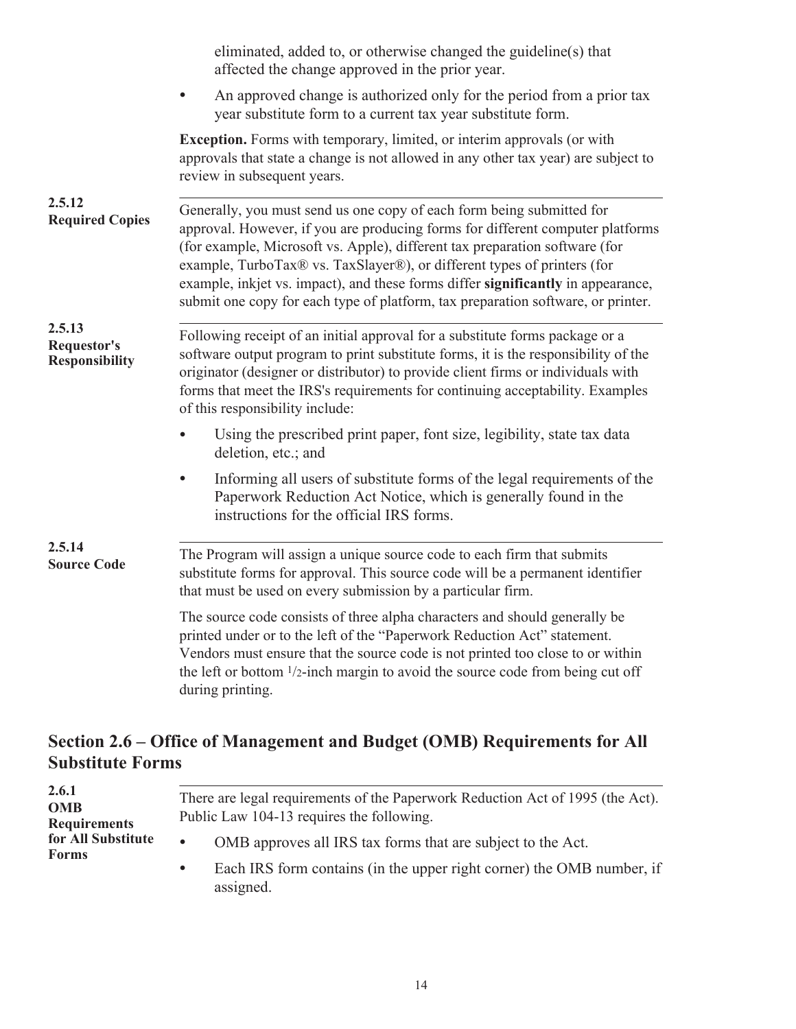eliminated, added to, or otherwise changed the guideline(s) that affected the change approved in the prior year.

- An approved change is authorized only for the period from a prior tax year substitute form to a current tax year substitute form.

**Exception.** Forms with temporary, limited, or interim approvals (or with approvals that state a change is not allowed in any other tax year) are subject to review in subsequent years.

**2.5.12 Required Copies**

Generally, you must send us one copy of each form being submitted for approval. However, if you are producing forms for different computer platforms (for example, Microsoft vs. Apple), different tax preparation software (for example, TurboTax® vs. TaxSlayer®), or different types of printers (for example, inkjet vs. impact), and these forms differ **significantly** in appearance, submit one copy for each type of platform, tax preparation software, or printer.

**2.5.13 Requestor's Responsibility**

Following receipt of an initial approval for a substitute forms package or a software output program to print substitute forms, it is the responsibility of the originator (designer or distributor) to provide client firms or individuals with forms that meet the IRS's requirements for continuing acceptability. Examples of this responsibility include:

- Using the prescribed print paper, font size, legibility, state tax data deletion, etc.; and
- Informing all users of substitute forms of the legal requirements of the Paperwork Reduction Act Notice, which is generally found in the instructions for the official IRS forms.

**2.5.14 Source Code**

The Program will assign a unique source code to each firm that submits substitute forms for approval. This source code will be a permanent identifier that must be used on every submission by a particular firm.

The source code consists of three alpha characters and should generally be printed under or to the left of the "Paperwork Reduction Act" statement. Vendors must ensure that the source code is not printed too close to or within the left or bottom 1/2-inch margin to avoid the source code from being cut off during printing.

## Section 2.6 – Office of Management and Budget (OMB) Requirements for All Substitute Forms

**2.6.1 OMB Requirements for All Substitute Forms**

There are legal requirements of the Paperwork Reduction Act of 1995 (the Act). Public Law 104-13 requires the following.

- OMB approves all IRS tax forms that are subject to the Act.
- Each IRS form contains (in the upper right corner) the OMB number, if assigned.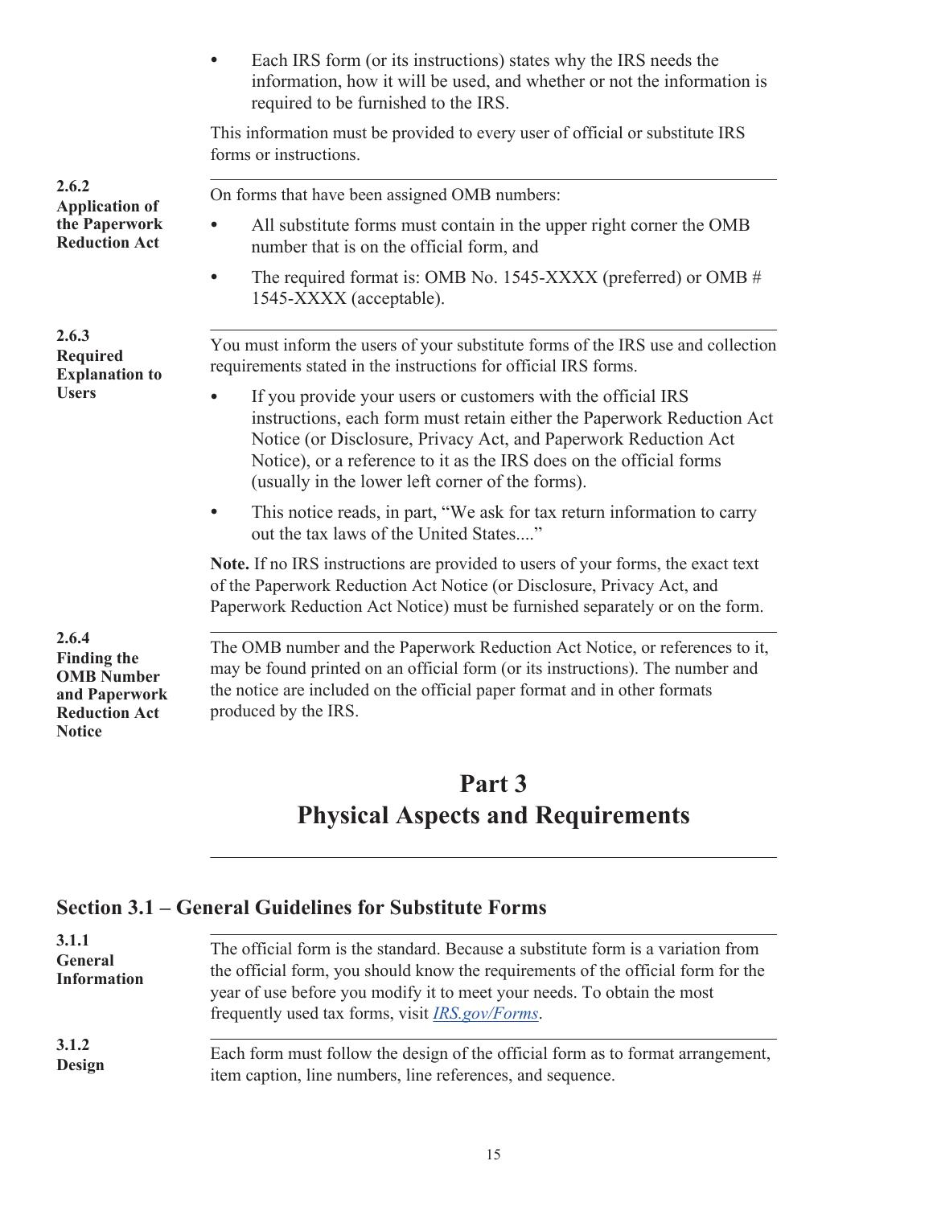- Each IRS form (or its instructions) states why the IRS needs the information, how it will be used, and whether or not the information is required to be furnished to the IRS.

This information must be provided to every user of official or substitute IRS forms or instructions.

**2.6.2 Application of the Paperwork Reduction Act**

On forms that have been assigned OMB numbers:

- All substitute forms must contain in the upper right corner the OMB number that is on the official form, and
- The required format is: OMB No. 1545-XXXX (preferred) or OMB # 1545-XXXX (acceptable).

**2.6.3 Required Explanation to Users**

You must inform the users of your substitute forms of the IRS use and collection requirements stated in the instructions for official IRS forms.

- If you provide your users or customers with the official IRS instructions, each form must retain either the Paperwork Reduction Act Notice (or Disclosure, Privacy Act, and Paperwork Reduction Act Notice), or a reference to it as the IRS does on the official forms (usually in the lower left corner of the forms).
- This notice reads, in part, "We ask for tax return information to carry out the tax laws of the United States...."

**Note.** If no IRS instructions are provided to users of your forms, the exact text of the Paperwork Reduction Act Notice (or Disclosure, Privacy Act, and Paperwork Reduction Act Notice) must be furnished separately or on the form.

**2.6.4 Finding the OMB Number and Paperwork Reduction Act Notice**

The OMB number and the Paperwork Reduction Act Notice, or references to it, may be found printed on an official form (or its instructions). The number and the notice are included on the official paper format and in other formats produced by the IRS.

# Part 3 Physical Aspects and Requirements

## Section 3.1 – General Guidelines for Substitute Forms

**3.1.1 General Information**

The official form is the standard. Because a substitute form is a variation from the official form, you should know the requirements of the official form for the year of use before you modify it to meet your needs. To obtain the most frequently used tax forms, visit *IRS.gov/Forms*.

**3.1.2 Design**

Each form must follow the design of the official form as to format arrangement, item caption, line numbers, line references, and sequence.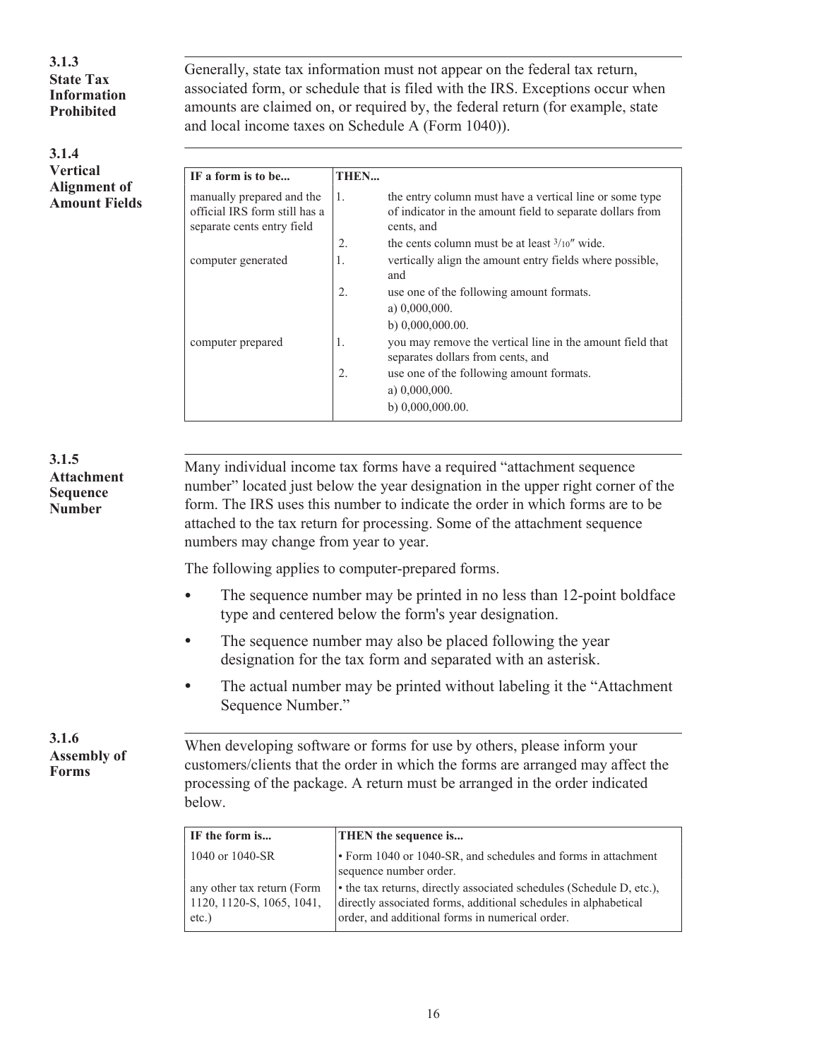### 3.1.3 State Tax Information Prohibited

Generally, state tax information must not appear on the federal tax return, associated form, or schedule that is filed with the IRS. Exceptions occur when amounts are claimed on, or required by, the federal return (for example, state and local income taxes on Schedule A (Form 1040)).

### 3.1.4 Vertical Alignment of Amount Fields

| IF a form is to be... | THEN... | |
|---|---|---|
| manually prepared and the official IRS form still has a separate cents entry field | 1. | the entry column must have a vertical line or some type of indicator in the amount field to separate dollars from cents, and |
| | 2. | the cents column must be at least 3/10″ wide. |
| computer generated | 1. | vertically align the amount entry fields where possible, and |
| | 2. | use one of the following amount formats.<br>a) 0,000,000.<br>b) 0,000,000.00. |
| computer prepared | 1. | you may remove the vertical line in the amount field that separates dollars from cents, and |
| | 2. | use one of the following amount formats.<br>a) 0,000,000.<br>b) 0,000,000.00. |

### 3.1.5 Attachment Sequence Number

Many individual income tax forms have a required “attachment sequence number” located just below the year designation in the upper right corner of the form. The IRS uses this number to indicate the order in which forms are to be attached to the tax return for processing. Some of the attachment sequence numbers may change from year to year.

The following applies to computer-prepared forms.

- The sequence number may be printed in no less than 12-point boldface type and centered below the form's year designation.
- The sequence number may also be placed following the year designation for the tax form and separated with an asterisk.
- The actual number may be printed without labeling it the “Attachment Sequence Number.”

### 3.1.6 Assembly of Forms

When developing software or forms for use by others, please inform your customers/clients that the order in which the forms are arranged may affect the processing of the package. A return must be arranged in the order indicated below.

| IF the form is... | THEN the sequence is... |
|---|---|
| 1040 or 1040-SR | • Form 1040 or 1040-SR, and schedules and forms in attachment sequence number order. |
| any other tax return (Form 1120, 1120-S, 1065, 1041, etc.) | • the tax returns, directly associated schedules (Schedule D, etc.), directly associated forms, additional schedules in alphabetical order, and additional forms in numerical order. |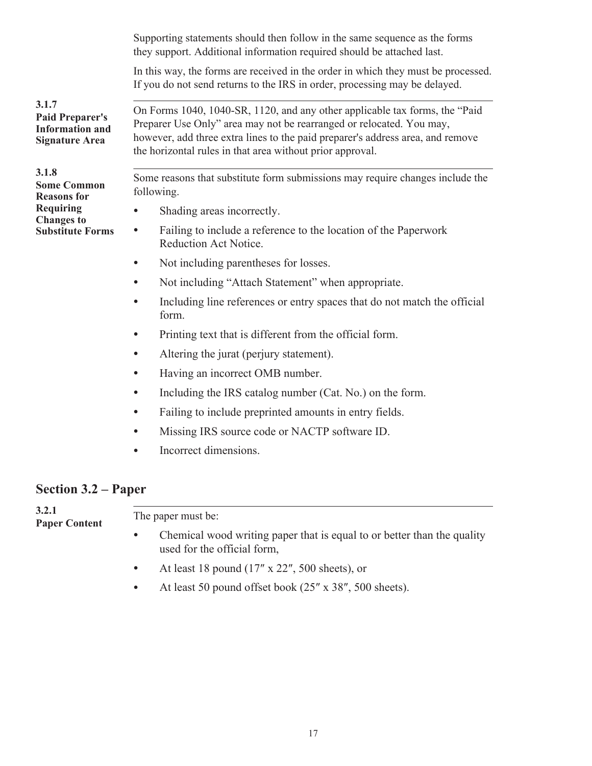Supporting statements should then follow in the same sequence as the forms they support. Additional information required should be attached last.

In this way, the forms are received in the order in which they must be processed. If you do not send returns to the IRS in order, processing may be delayed.

**3.1.7 Paid Preparer's Information and Signature Area**

On Forms 1040, 1040-SR, 1120, and any other applicable tax forms, the “Paid Preparer Use Only” area may not be rearranged or relocated. You may, however, add three extra lines to the paid preparer's address area, and remove the horizontal rules in that area without prior approval.

**3.1.8 Some Common Reasons for Requiring Changes to Substitute Forms**

Some reasons that substitute form submissions may require changes include the following.

- Shading areas incorrectly.
- Failing to include a reference to the location of the Paperwork Reduction Act Notice.
- Not including parentheses for losses.
- Not including “Attach Statement” when appropriate.
- Including line references or entry spaces that do not match the official form.
- Printing text that is different from the official form.
- Altering the jurat (perjury statement).
- Having an incorrect OMB number.
- Including the IRS catalog number (Cat. No.) on the form.
- Failing to include preprinted amounts in entry fields.
- Missing IRS source code or NACTP software ID.
- Incorrect dimensions.

## Section 3.2 – Paper

**3.2.1 Paper Content**

The paper must be:

- Chemical wood writing paper that is equal to or better than the quality used for the official form,
- At least 18 pound (17″ x 22″, 500 sheets), or
- At least 50 pound offset book (25″ x 38″, 500 sheets).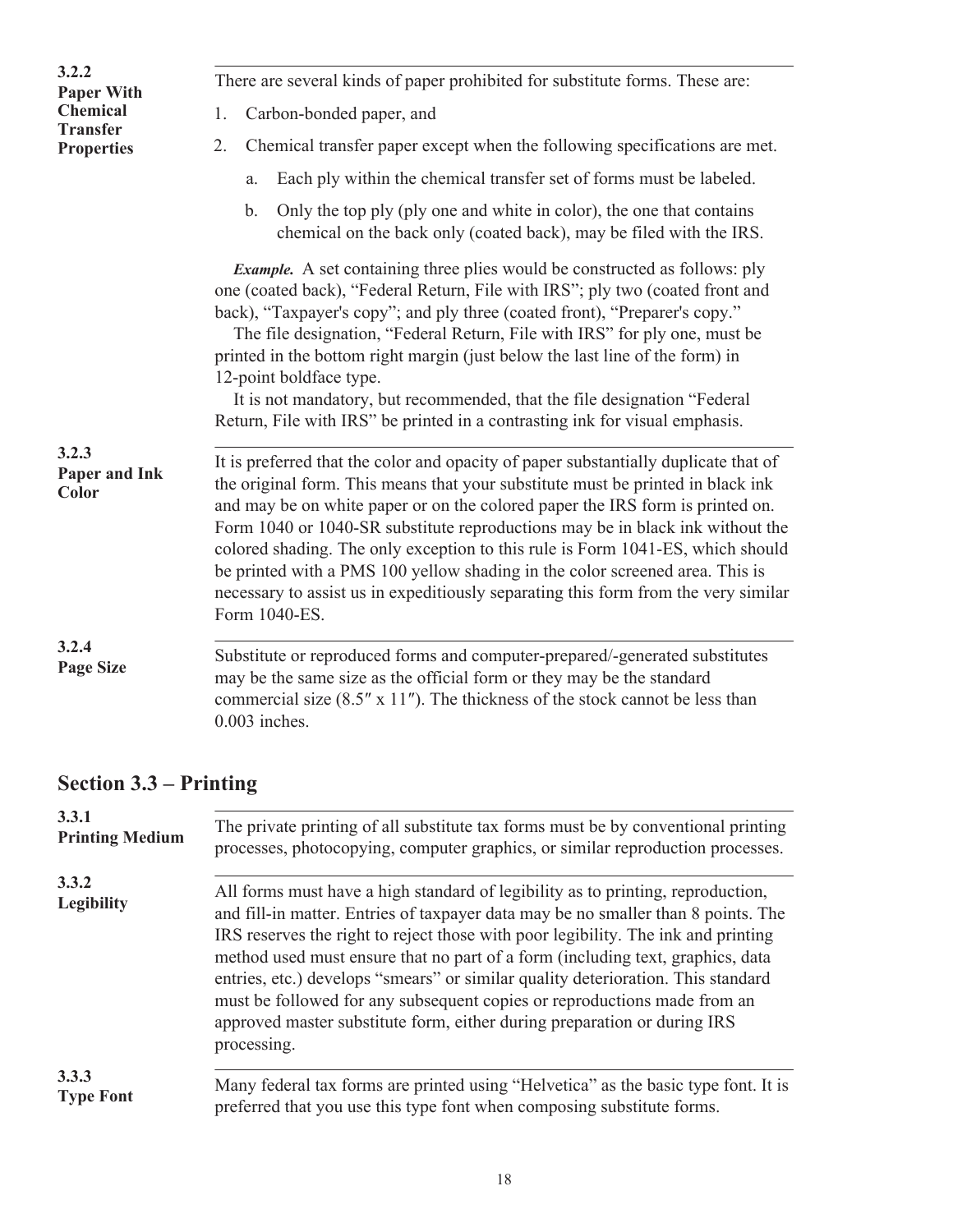### 3.2.2 Paper With Chemical Transfer Properties

There are several kinds of paper prohibited for substitute forms. These are:

1. Carbon-bonded paper, and
2. Chemical transfer paper except when the following specifications are met.
   a. Each ply within the chemical transfer set of forms must be labeled.
   b. Only the top ply (ply one and white in color), the one that contains chemical on the back only (coated back), may be filed with the IRS.

***Example.*** A set containing three plies would be constructed as follows: ply one (coated back), “Federal Return, File with IRS”; ply two (coated front and back), “Taxpayer's copy”; and ply three (coated front), “Preparer's copy.”

The file designation, “Federal Return, File with IRS” for ply one, must be printed in the bottom right margin (just below the last line of the form) in 12-point boldface type.

It is not mandatory, but recommended, that the file designation “Federal Return, File with IRS” be printed in a contrasting ink for visual emphasis.

### 3.2.3 Paper and Ink Color

It is preferred that the color and opacity of paper substantially duplicate that of the original form. This means that your substitute must be printed in black ink and may be on white paper or on the colored paper the IRS form is printed on. Form 1040 or 1040-SR substitute reproductions may be in black ink without the colored shading. The only exception to this rule is Form 1041-ES, which should be printed with a PMS 100 yellow shading in the color screened area. This is necessary to assist us in expeditiously separating this form from the very similar Form 1040-ES.

### 3.2.4 Page Size

Substitute or reproduced forms and computer-prepared/-generated substitutes may be the same size as the official form or they may be the standard commercial size (8.5″ x 11″). The thickness of the stock cannot be less than 0.003 inches.

## Section 3.3 – Printing

### 3.3.1 Printing Medium

The private printing of all substitute tax forms must be by conventional printing processes, photocopying, computer graphics, or similar reproduction processes.

### 3.3.2 Legibility

All forms must have a high standard of legibility as to printing, reproduction, and fill-in matter. Entries of taxpayer data may be no smaller than 8 points. The IRS reserves the right to reject those with poor legibility. The ink and printing method used must ensure that no part of a form (including text, graphics, data entries, etc.) develops “smears” or similar quality deterioration. This standard must be followed for any subsequent copies or reproductions made from an approved master substitute form, either during preparation or during IRS processing.

### 3.3.3 Type Font

Many federal tax forms are printed using “Helvetica” as the basic type font. It is preferred that you use this type font when composing substitute forms.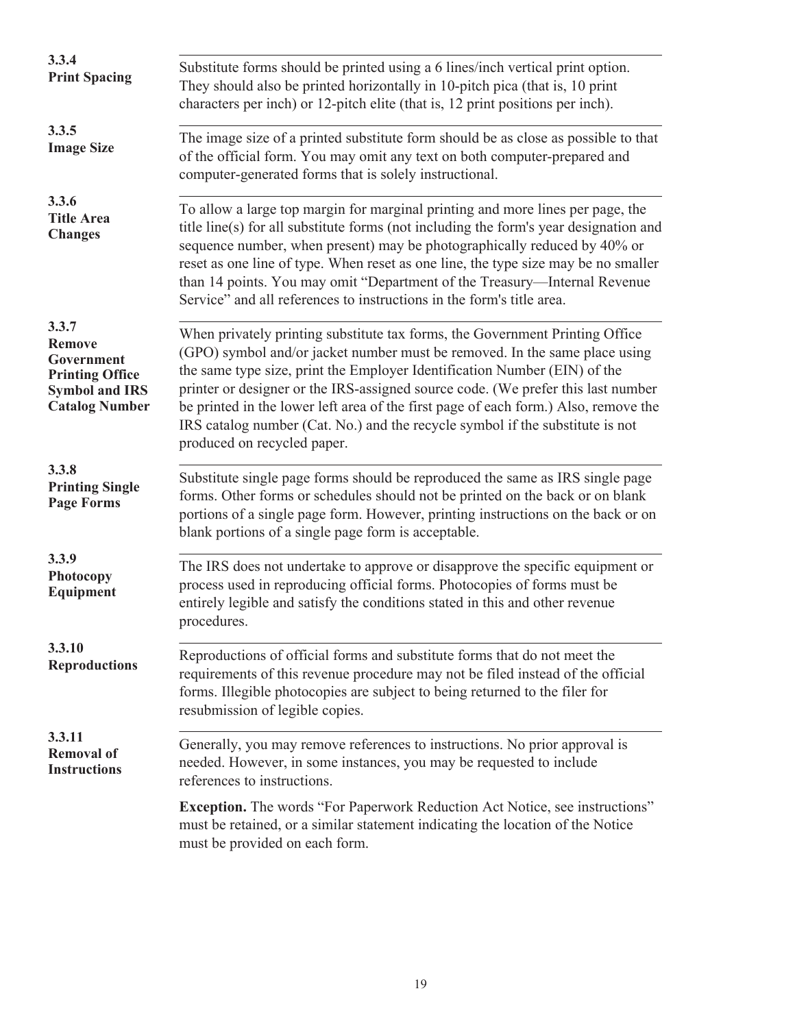### 3.3.4 Print Spacing

Substitute forms should be printed using a 6 lines/inch vertical print option. They should also be printed horizontally in 10-pitch pica (that is, 10 print characters per inch) or 12-pitch elite (that is, 12 print positions per inch).

### 3.3.5 Image Size

The image size of a printed substitute form should be as close as possible to that of the official form. You may omit any text on both computer-prepared and computer-generated forms that is solely instructional.

### 3.3.6 Title Area Changes

To allow a large top margin for marginal printing and more lines per page, the title line(s) for all substitute forms (not including the form's year designation and sequence number, when present) may be photographically reduced by 40% or reset as one line of type. When reset as one line, the type size may be no smaller than 14 points. You may omit "Department of the Treasury—Internal Revenue Service" and all references to instructions in the form's title area.

### 3.3.7 Remove Government Printing Office Symbol and IRS Catalog Number

When privately printing substitute tax forms, the Government Printing Office (GPO) symbol and/or jacket number must be removed. In the same place using the same type size, print the Employer Identification Number (EIN) of the printer or designer or the IRS-assigned source code. (We prefer this last number be printed in the lower left area of the first page of each form.) Also, remove the IRS catalog number (Cat. No.) and the recycle symbol if the substitute is not produced on recycled paper.

### 3.3.8 Printing Single Page Forms

Substitute single page forms should be reproduced the same as IRS single page forms. Other forms or schedules should not be printed on the back or on blank portions of a single page form. However, printing instructions on the back or on blank portions of a single page form is acceptable.

### 3.3.9 Photocopy Equipment

The IRS does not undertake to approve or disapprove the specific equipment or process used in reproducing official forms. Photocopies of forms must be entirely legible and satisfy the conditions stated in this and other revenue procedures.

### 3.3.10 Reproductions

Reproductions of official forms and substitute forms that do not meet the requirements of this revenue procedure may not be filed instead of the official forms. Illegible photocopies are subject to being returned to the filer for resubmission of legible copies.

### 3.3.11 Removal of Instructions

Generally, you may remove references to instructions. No prior approval is needed. However, in some instances, you may be requested to include references to instructions.

**Exception.** The words "For Paperwork Reduction Act Notice, see instructions" must be retained, or a similar statement indicating the location of the Notice must be provided on each form.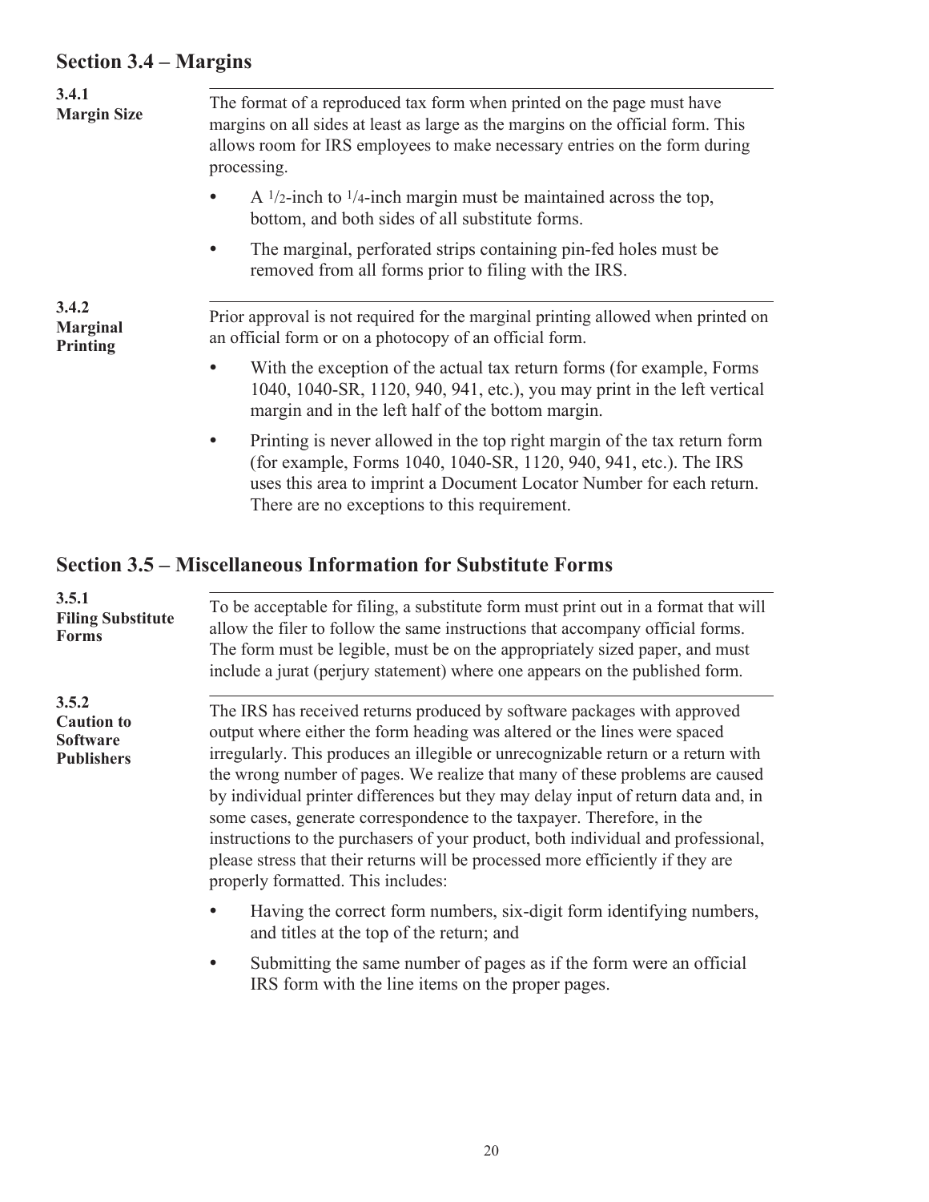## Section 3.4 – Margins

### 3.4.1 Margin Size

The format of a reproduced tax form when printed on the page must have margins on all sides at least as large as the margins on the official form. This allows room for IRS employees to make necessary entries on the form during processing.

- A 1/2-inch to 1/4-inch margin must be maintained across the top, bottom, and both sides of all substitute forms.
- The marginal, perforated strips containing pin-fed holes must be removed from all forms prior to filing with the IRS.

### 3.4.2 Marginal Printing

Prior approval is not required for the marginal printing allowed when printed on an official form or on a photocopy of an official form.

- With the exception of the actual tax return forms (for example, Forms 1040, 1040-SR, 1120, 940, 941, etc.), you may print in the left vertical margin and in the left half of the bottom margin.
- Printing is never allowed in the top right margin of the tax return form (for example, Forms 1040, 1040-SR, 1120, 940, 941, etc.). The IRS uses this area to imprint a Document Locator Number for each return. There are no exceptions to this requirement.

## Section 3.5 – Miscellaneous Information for Substitute Forms

### 3.5.1 Filing Substitute Forms

To be acceptable for filing, a substitute form must print out in a format that will allow the filer to follow the same instructions that accompany official forms. The form must be legible, must be on the appropriately sized paper, and must include a jurat (perjury statement) where one appears on the published form.

### 3.5.2 Caution to Software Publishers

The IRS has received returns produced by software packages with approved output where either the form heading was altered or the lines were spaced irregularly. This produces an illegible or unrecognizable return or a return with the wrong number of pages. We realize that many of these problems are caused by individual printer differences but they may delay input of return data and, in some cases, generate correspondence to the taxpayer. Therefore, in the instructions to the purchasers of your product, both individual and professional, please stress that their returns will be processed more efficiently if they are properly formatted. This includes:

- Having the correct form numbers, six-digit form identifying numbers, and titles at the top of the return; and
- Submitting the same number of pages as if the form were an official IRS form with the line items on the proper pages.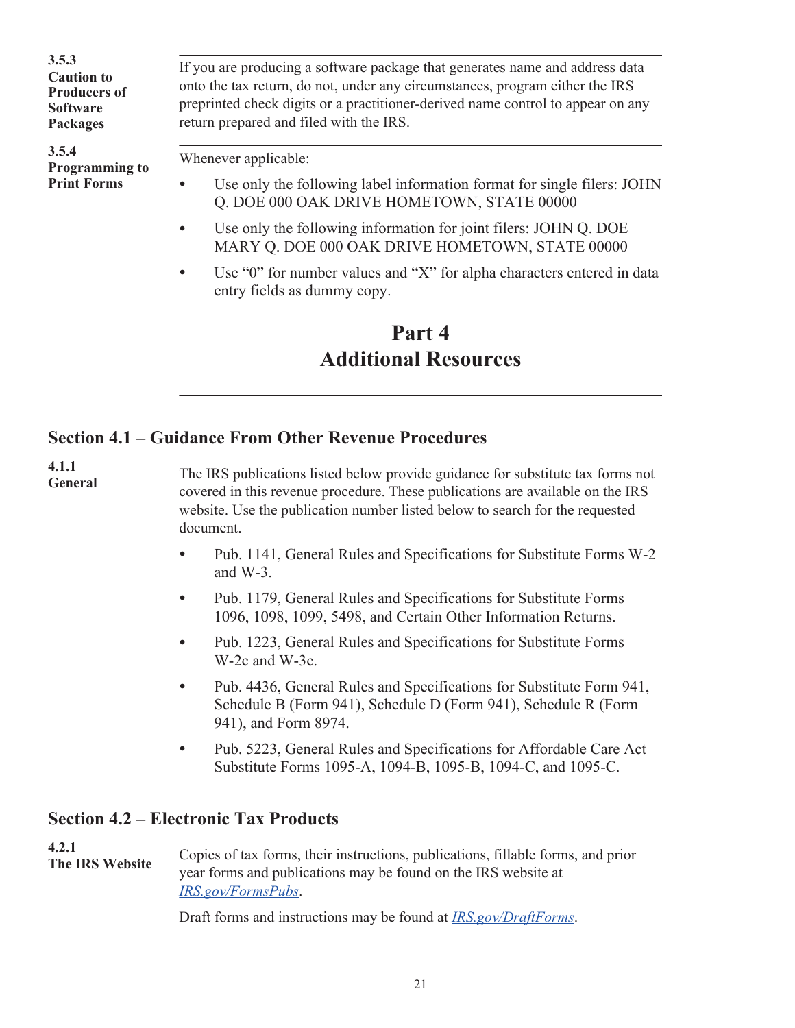#### 3.5.3 Caution to Producers of Software Packages

If you are producing a software package that generates name and address data onto the tax return, do not, under any circumstances, program either the IRS preprinted check digits or a practitioner-derived name control to appear on any return prepared and filed with the IRS.

#### 3.5.4 Programming to Print Forms

Whenever applicable:

- Use only the following label information format for single filers: JOHN Q. DOE 000 OAK DRIVE HOMETOWN, STATE 00000
- Use only the following information for joint filers: JOHN Q. DOE MARY Q. DOE 000 OAK DRIVE HOMETOWN, STATE 00000
- Use “0” for number values and “X” for alpha characters entered in data entry fields as dummy copy.

# Part 4
# Additional Resources

## Section 4.1 – Guidance From Other Revenue Procedures

#### 4.1.1 General

The IRS publications listed below provide guidance for substitute tax forms not covered in this revenue procedure. These publications are available on the IRS website. Use the publication number listed below to search for the requested document.

- Pub. 1141, General Rules and Specifications for Substitute Forms W-2 and W-3.
- Pub. 1179, General Rules and Specifications for Substitute Forms 1096, 1098, 1099, 5498, and Certain Other Information Returns.
- Pub. 1223, General Rules and Specifications for Substitute Forms W-2c and W-3c.
- Pub. 4436, General Rules and Specifications for Substitute Form 941, Schedule B (Form 941), Schedule D (Form 941), Schedule R (Form 941), and Form 8974.
- Pub. 5223, General Rules and Specifications for Affordable Care Act Substitute Forms 1095-A, 1094-B, 1095-B, 1094-C, and 1095-C.

## Section 4.2 – Electronic Tax Products

#### 4.2.1 The IRS Website

Copies of tax forms, their instructions, publications, fillable forms, and prior year forms and publications may be found on the IRS website at *IRS.gov/FormsPubs*.

Draft forms and instructions may be found at *IRS.gov/DraftForms*.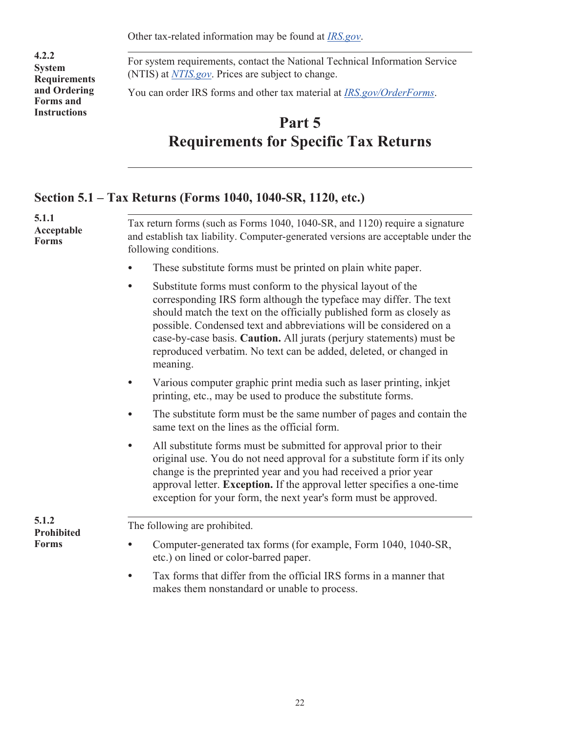Other tax-related information may be found at *[IRS.gov](https://www.irs.gov)*.

#### 4.2.2 System Requirements and Ordering Forms and Instructions

For system requirements, contact the National Technical Information Service (NTIS) at *NTIS.gov*. Prices are subject to change.

You can order IRS forms and other tax material at *IRS.gov/OrderForms*.

# Part 5
# Requirements for Specific Tax Returns

## Section 5.1 – Tax Returns (Forms 1040, 1040-SR, 1120, etc.)

#### 5.1.1 Acceptable Forms

Tax return forms (such as Forms 1040, 1040-SR, and 1120) require a signature and establish tax liability. Computer-generated versions are acceptable under the following conditions.

- These substitute forms must be printed on plain white paper.
- Substitute forms must conform to the physical layout of the corresponding IRS form although the typeface may differ. The text should match the text on the officially published form as closely as possible. Condensed text and abbreviations will be considered on a case-by-case basis. **Caution.** All jurats (perjury statements) must be reproduced verbatim. No text can be added, deleted, or changed in meaning.
- Various computer graphic print media such as laser printing, inkjet printing, etc., may be used to produce the substitute forms.
- The substitute form must be the same number of pages and contain the same text on the lines as the official form.
- All substitute forms must be submitted for approval prior to their original use. You do not need approval for a substitute form if its only change is the preprinted year and you had received a prior year approval letter. **Exception.** If the approval letter specifies a one-time exception for your form, the next year's form must be approved.

#### 5.1.2 Prohibited Forms

The following are prohibited.

- Computer-generated tax forms (for example, Form 1040, 1040-SR, etc.) on lined or color-barred paper.
- Tax forms that differ from the official IRS forms in a manner that makes them nonstandard or unable to process.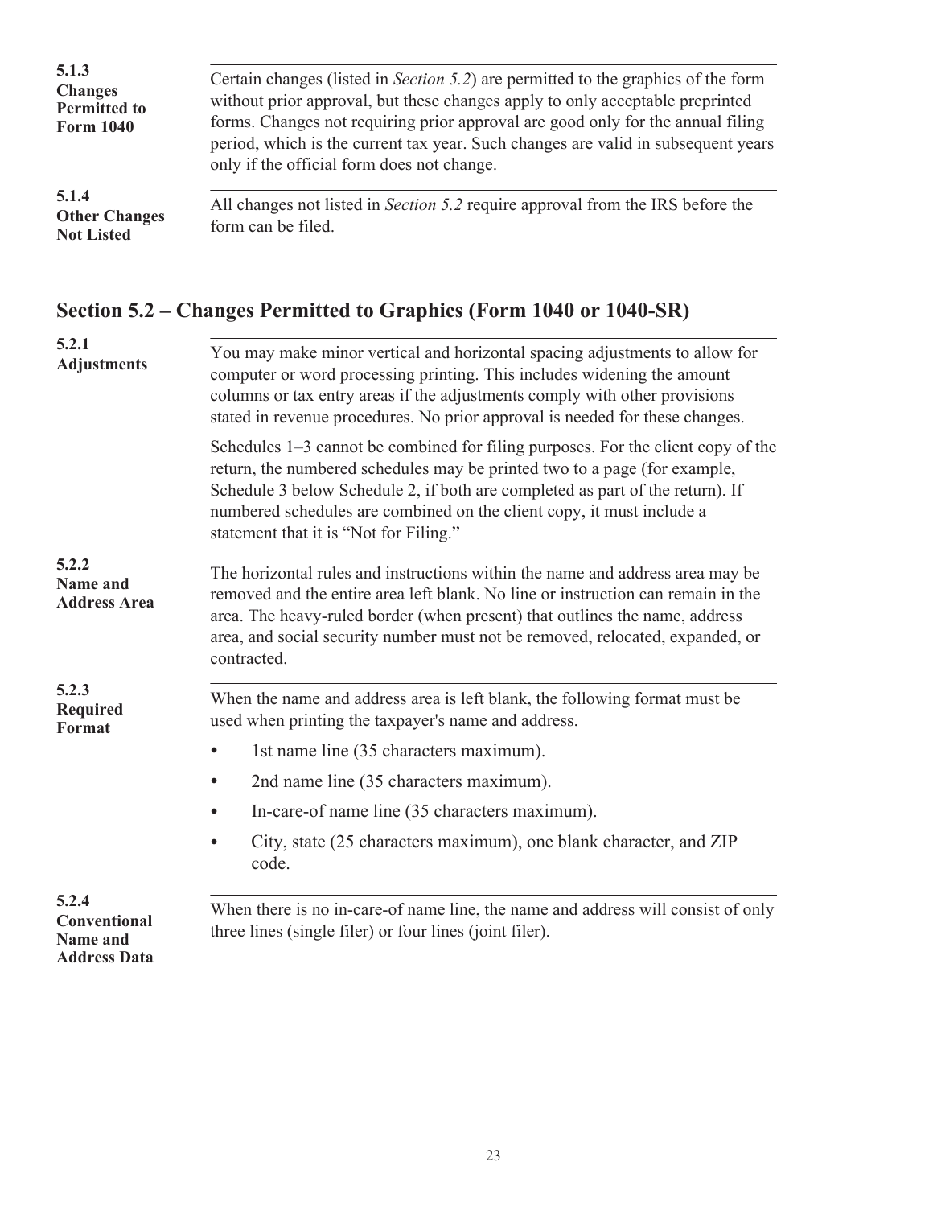#### 5.1.3 Changes Permitted to Form 1040

Certain changes (listed in *Section 5.2*) are permitted to the graphics of the form without prior approval, but these changes apply to only acceptable preprinted forms. Changes not requiring prior approval are good only for the annual filing period, which is the current tax year. Such changes are valid in subsequent years only if the official form does not change.

#### 5.1.4 Other Changes Not Listed

All changes not listed in *Section 5.2* require approval from the IRS before the form can be filed.

## Section 5.2 – Changes Permitted to Graphics (Form 1040 or 1040-SR)

#### 5.2.1 Adjustments

You may make minor vertical and horizontal spacing adjustments to allow for computer or word processing printing. This includes widening the amount columns or tax entry areas if the adjustments comply with other provisions stated in revenue procedures. No prior approval is needed for these changes.

Schedules 1–3 cannot be combined for filing purposes. For the client copy of the return, the numbered schedules may be printed two to a page (for example, Schedule 3 below Schedule 2, if both are completed as part of the return). If numbered schedules are combined on the client copy, it must include a statement that it is "Not for Filing."

#### 5.2.2 Name and Address Area

The horizontal rules and instructions within the name and address area may be removed and the entire area left blank. No line or instruction can remain in the area. The heavy-ruled border (when present) that outlines the name, address area, and social security number must not be removed, relocated, expanded, or contracted.

#### 5.2.3 Required Format

When the name and address area is left blank, the following format must be used when printing the taxpayer's name and address.

- 1st name line (35 characters maximum).
- 2nd name line (35 characters maximum).
- In-care-of name line (35 characters maximum).
- City, state (25 characters maximum), one blank character, and ZIP code.

#### 5.2.4 Conventional Name and Address Data

When there is no in-care-of name line, the name and address will consist of only three lines (single filer) or four lines (joint filer).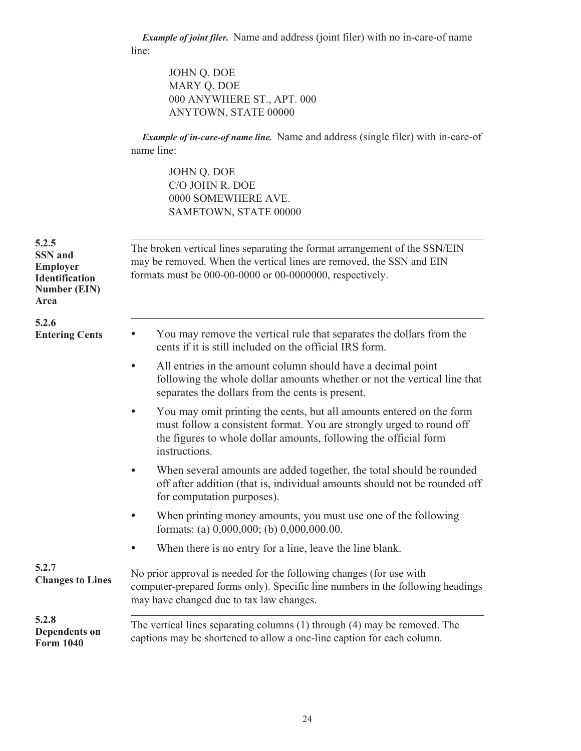*Example of joint filer.* Name and address (joint filer) with no in-care-of name line:

JOHN Q. DOE
MARY Q. DOE
000 ANYWHERE ST., APT. 000
ANYTOWN, STATE 00000

*Example of in-care-of name line.* Name and address (single filer) with in-care-of name line:

JOHN Q. DOE
C/O JOHN R. DOE
0000 SOMEWHERE AVE.
SAMETOWN, STATE 00000

### 5.2.5 SSN and Employer Identification Number (EIN) Area

The broken vertical lines separating the format arrangement of the SSN/EIN may be removed. When the vertical lines are removed, the SSN and EIN formats must be 000-00-0000 or 00-0000000, respectively.

### 5.2.6 Entering Cents

- You may remove the vertical rule that separates the dollars from the cents if it is still included on the official IRS form.
- All entries in the amount column should have a decimal point following the whole dollar amounts whether or not the vertical line that separates the dollars from the cents is present.
- You may omit printing the cents, but all amounts entered on the form must follow a consistent format. You are strongly urged to round off the figures to whole dollar amounts, following the official form instructions.
- When several amounts are added together, the total should be rounded off after addition (that is, individual amounts should not be rounded off for computation purposes).
- When printing money amounts, you must use one of the following formats: (a) 0,000,000; (b) 0,000,000.00.
- When there is no entry for a line, leave the line blank.

### 5.2.7 Changes to Lines

No prior approval is needed for the following changes (for use with computer-prepared forms only). Specific line numbers in the following headings may have changed due to tax law changes.

### 5.2.8 Dependents on Form 1040

The vertical lines separating columns (1) through (4) may be removed. The captions may be shortened to allow a one-line caption for each column.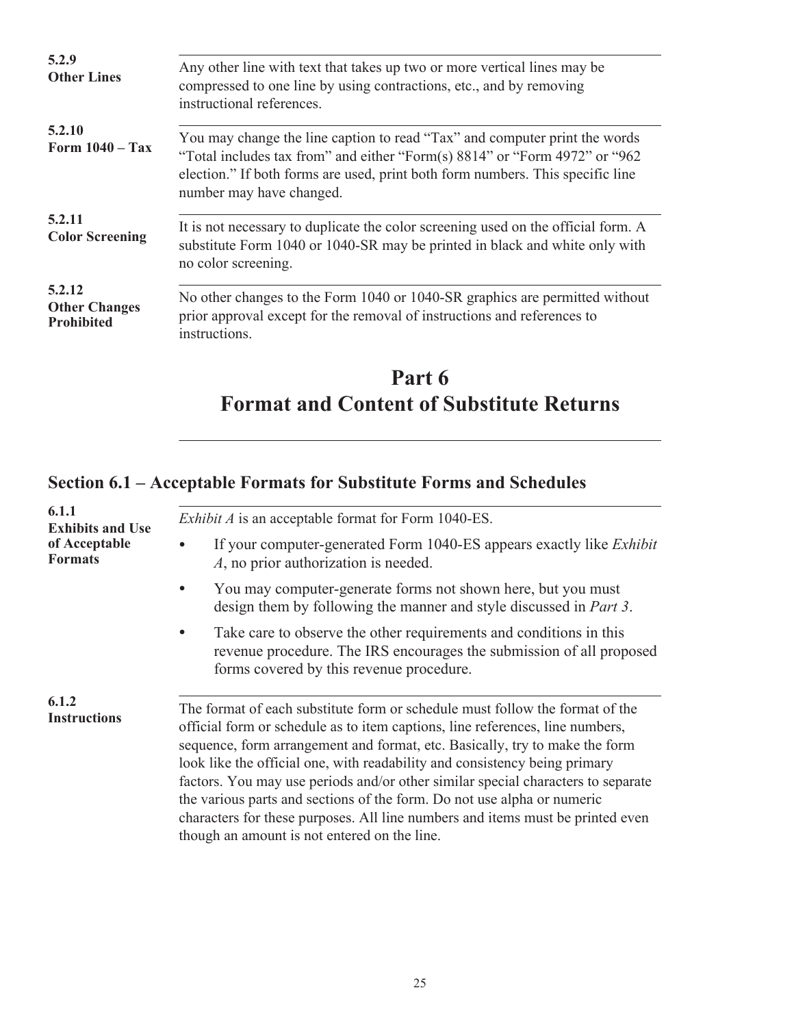#### 5.2.9 Other Lines

Any other line with text that takes up two or more vertical lines may be compressed to one line by using contractions, etc., and by removing instructional references.

#### 5.2.10 Form 1040 – Tax

You may change the line caption to read “Tax” and computer print the words “Total includes tax from” and either “Form(s) 8814” or “Form 4972” or “962 election.” If both forms are used, print both form numbers. This specific line number may have changed.

#### 5.2.11 Color Screening

It is not necessary to duplicate the color screening used on the official form. A substitute Form 1040 or 1040-SR may be printed in black and white only with no color screening.

#### 5.2.12 Other Changes Prohibited

No other changes to the Form 1040 or 1040-SR graphics are permitted without prior approval except for the removal of instructions and references to instructions.

# Part 6
# Format and Content of Substitute Returns

## Section 6.1 – Acceptable Formats for Substitute Forms and Schedules

#### 6.1.1 Exhibits and Use of Acceptable Formats

*Exhibit A* is an acceptable format for Form 1040-ES.

- If your computer-generated Form 1040-ES appears exactly like *Exhibit A*, no prior authorization is needed.
- You may computer-generate forms not shown here, but you must design them by following the manner and style discussed in *Part 3*.
- Take care to observe the other requirements and conditions in this revenue procedure. The IRS encourages the submission of all proposed forms covered by this revenue procedure.

#### 6.1.2 Instructions

The format of each substitute form or schedule must follow the format of the official form or schedule as to item captions, line references, line numbers, sequence, form arrangement and format, etc. Basically, try to make the form look like the official one, with readability and consistency being primary factors. You may use periods and/or other similar special characters to separate the various parts and sections of the form. Do not use alpha or numeric characters for these purposes. All line numbers and items must be printed even though an amount is not entered on the line.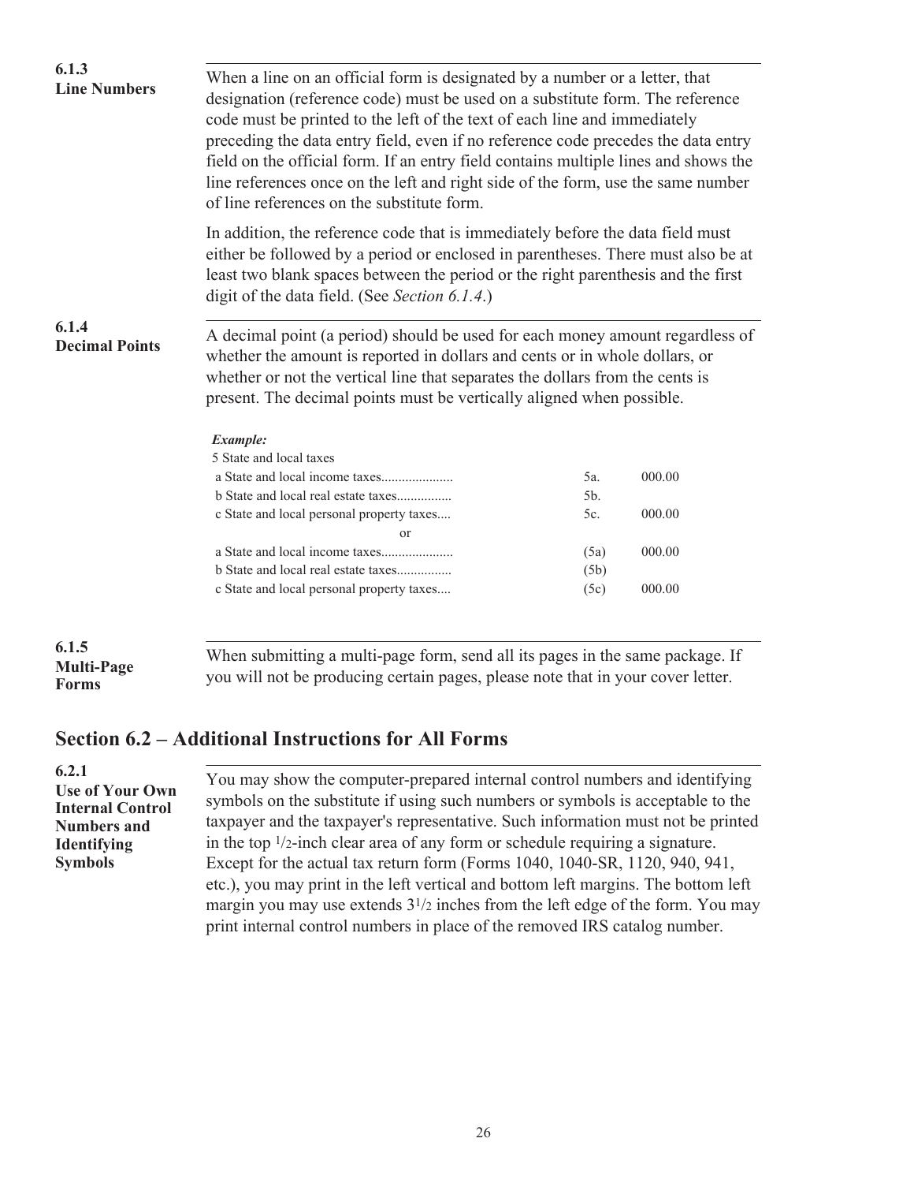### 6.1.3 Line Numbers

When a line on an official form is designated by a number or a letter, that designation (reference code) must be used on a substitute form. The reference code must be printed to the left of the text of each line and immediately preceding the data entry field, even if no reference code precedes the data entry field on the official form. If an entry field contains multiple lines and shows the line references once on the left and right side of the form, use the same number of line references on the substitute form.

In addition, the reference code that is immediately before the data field must either be followed by a period or enclosed in parentheses. There must also be at least two blank spaces between the period or the right parenthesis and the first digit of the data field. (See *Section 6.1.4*.)

### 6.1.4 Decimal Points

A decimal point (a period) should be used for each money amount regardless of whether the amount is reported in dollars and cents or in whole dollars, or whether or not the vertical line that separates the dollars from the cents is present. The decimal points must be vertically aligned when possible.

***Example:***

| | | |
|---|---|---|
| 5 State and local taxes | | |
| a State and local income taxes.................... | 5a. | 000.00 |
| b State and local real estate taxes............... | 5b. | |
| c State and local personal property taxes.... | 5c. | 000.00 |
| or | | |
| a State and local income taxes.................... | (5a) | 000.00 |
| b State and local real estate taxes............... | (5b) | |
| c State and local personal property taxes.... | (5c) | 000.00 |

### 6.1.5 Multi-Page Forms

When submitting a multi-page form, send all its pages in the same package. If you will not be producing certain pages, please note that in your cover letter.

## Section 6.2 – Additional Instructions for All Forms

### 6.2.1 Use of Your Own Internal Control Numbers and Identifying Symbols

You may show the computer-prepared internal control numbers and identifying symbols on the substitute if using such numbers or symbols is acceptable to the taxpayer and the taxpayer's representative. Such information must not be printed in the top 1/2-inch clear area of any form or schedule requiring a signature. Except for the actual tax return form (Forms 1040, 1040-SR, 1120, 940, 941, etc.), you may print in the left vertical and bottom left margins. The bottom left margin you may use extends 3 1/2 inches from the left edge of the form. You may print internal control numbers in place of the removed IRS catalog number.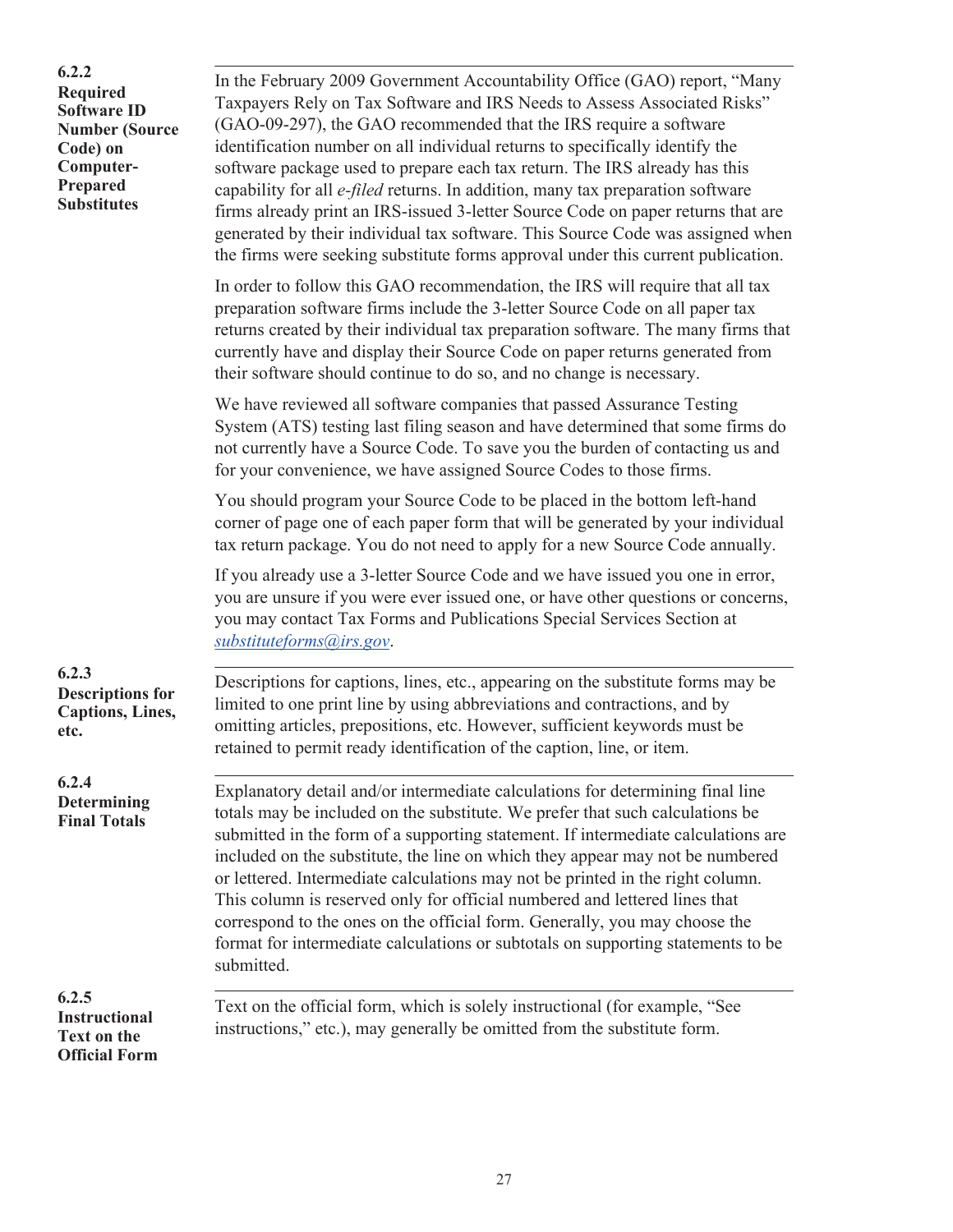### 6.2.2 Required Software ID Number (Source Code) on Computer-Prepared Substitutes

In the February 2009 Government Accountability Office (GAO) report, "Many Taxpayers Rely on Tax Software and IRS Needs to Assess Associated Risks" (GAO-09-297), the GAO recommended that the IRS require a software identification number on all individual returns to specifically identify the software package used to prepare each tax return. The IRS already has this capability for all *e-filed* returns. In addition, many tax preparation software firms already print an IRS-issued 3-letter Source Code on paper returns that are generated by their individual tax software. This Source Code was assigned when the firms were seeking substitute forms approval under this current publication.

In order to follow this GAO recommendation, the IRS will require that all tax preparation software firms include the 3-letter Source Code on all paper tax returns created by their individual tax preparation software. The many firms that currently have and display their Source Code on paper returns generated from their software should continue to do so, and no change is necessary.

We have reviewed all software companies that passed Assurance Testing System (ATS) testing last filing season and have determined that some firms do not currently have a Source Code. To save you the burden of contacting us and for your convenience, we have assigned Source Codes to those firms.

You should program your Source Code to be placed in the bottom left-hand corner of page one of each paper form that will be generated by your individual tax return package. You do not need to apply for a new Source Code annually.

If you already use a 3-letter Source Code and we have issued you one in error, you are unsure if you were ever issued one, or have other questions or concerns, you may contact Tax Forms and Publications Special Services Section at *substituteforms@irs.gov*.

### 6.2.3 Descriptions for Captions, Lines, etc.

Descriptions for captions, lines, etc., appearing on the substitute forms may be limited to one print line by using abbreviations and contractions, and by omitting articles, prepositions, etc. However, sufficient keywords must be retained to permit ready identification of the caption, line, or item.

### 6.2.4 Determining Final Totals

Explanatory detail and/or intermediate calculations for determining final line totals may be included on the substitute. We prefer that such calculations be submitted in the form of a supporting statement. If intermediate calculations are included on the substitute, the line on which they appear may not be numbered or lettered. Intermediate calculations may not be printed in the right column. This column is reserved only for official numbered and lettered lines that correspond to the ones on the official form. Generally, you may choose the format for intermediate calculations or subtotals on supporting statements to be submitted.

### 6.2.5 Instructional Text on the Official Form

Text on the official form, which is solely instructional (for example, "See instructions," etc.), may generally be omitted from the substitute form.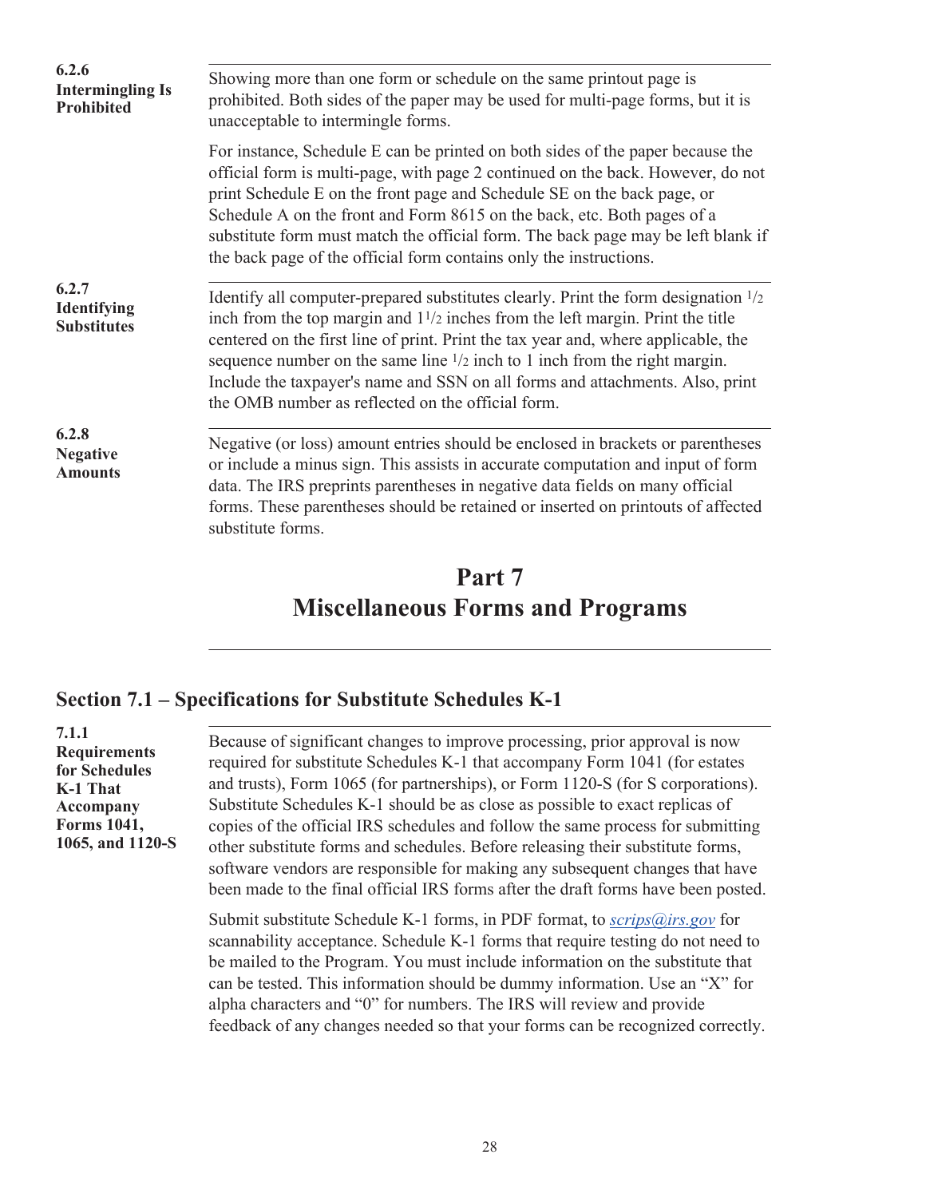#### 6.2.6 Intermingling Is Prohibited

Showing more than one form or schedule on the same printout page is prohibited. Both sides of the paper may be used for multi-page forms, but it is unacceptable to intermingle forms.

For instance, Schedule E can be printed on both sides of the paper because the official form is multi-page, with page 2 continued on the back. However, do not print Schedule E on the front page and Schedule SE on the back page, or Schedule A on the front and Form 8615 on the back, etc. Both pages of a substitute form must match the official form. The back page may be left blank if the back page of the official form contains only the instructions.

#### 6.2.7 Identifying Substitutes

Identify all computer-prepared substitutes clearly. Print the form designation 1/2 inch from the top margin and 1 1/2 inches from the left margin. Print the title centered on the first line of print. Print the tax year and, where applicable, the sequence number on the same line 1/2 inch to 1 inch from the right margin. Include the taxpayer's name and SSN on all forms and attachments. Also, print the OMB number as reflected on the official form.

#### 6.2.8 Negative Amounts

Negative (or loss) amount entries should be enclosed in brackets or parentheses or include a minus sign. This assists in accurate computation and input of form data. The IRS preprints parentheses in negative data fields on many official forms. These parentheses should be retained or inserted on printouts of affected substitute forms.

# Part 7
# Miscellaneous Forms and Programs

## Section 7.1 – Specifications for Substitute Schedules K-1

#### 7.1.1 Requirements for Schedules K-1 That Accompany Forms 1041, 1065, and 1120-S

Because of significant changes to improve processing, prior approval is now required for substitute Schedules K-1 that accompany Form 1041 (for estates and trusts), Form 1065 (for partnerships), or Form 1120-S (for S corporations). Substitute Schedules K-1 should be as close as possible to exact replicas of copies of the official IRS schedules and follow the same process for submitting other substitute forms and schedules. Before releasing their substitute forms, software vendors are responsible for making any subsequent changes that have been made to the final official IRS forms after the draft forms have been posted.

Submit substitute Schedule K-1 forms, in PDF format, to *scrips@irs.gov* for scannability acceptance. Schedule K-1 forms that require testing do not need to be mailed to the Program. You must include information on the substitute that can be tested. This information should be dummy information. Use an "X" for alpha characters and "0" for numbers. The IRS will review and provide feedback of any changes needed so that your forms can be recognized correctly.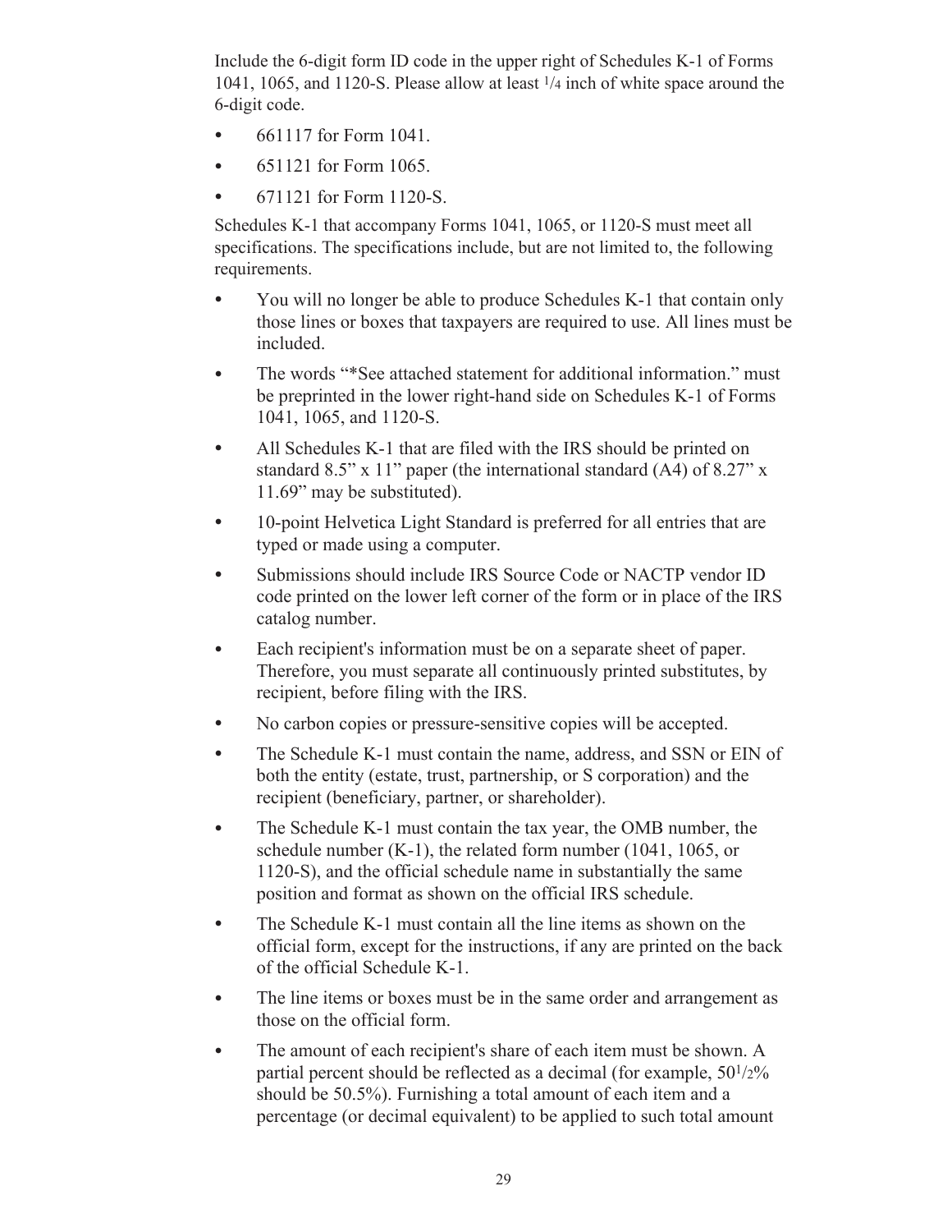Include the 6-digit form ID code in the upper right of Schedules K-1 of Forms 1041, 1065, and 1120-S. Please allow at least 1/4 inch of white space around the 6-digit code.

- 661117 for Form 1041.
- 651121 for Form 1065.
- 671121 for Form 1120-S.

Schedules K-1 that accompany Forms 1041, 1065, or 1120-S must meet all specifications. The specifications include, but are not limited to, the following requirements.

- You will no longer be able to produce Schedules K-1 that contain only those lines or boxes that taxpayers are required to use. All lines must be included.
- The words "*See attached statement for additional information." must be preprinted in the lower right-hand side on Schedules K-1 of Forms 1041, 1065, and 1120-S.
- All Schedules K-1 that are filed with the IRS should be printed on standard 8.5" x 11" paper (the international standard (A4) of 8.27" x 11.69" may be substituted).
- 10-point Helvetica Light Standard is preferred for all entries that are typed or made using a computer.
- Submissions should include IRS Source Code or NACTP vendor ID code printed on the lower left corner of the form or in place of the IRS catalog number.
- Each recipient's information must be on a separate sheet of paper. Therefore, you must separate all continuously printed substitutes, by recipient, before filing with the IRS.
- No carbon copies or pressure-sensitive copies will be accepted.
- The Schedule K-1 must contain the name, address, and SSN or EIN of both the entity (estate, trust, partnership, or S corporation) and the recipient (beneficiary, partner, or shareholder).
- The Schedule K-1 must contain the tax year, the OMB number, the schedule number (K-1), the related form number (1041, 1065, or 1120-S), and the official schedule name in substantially the same position and format as shown on the official IRS schedule.
- The Schedule K-1 must contain all the line items as shown on the official form, except for the instructions, if any are printed on the back of the official Schedule K-1.
- The line items or boxes must be in the same order and arrangement as those on the official form.
- The amount of each recipient's share of each item must be shown. A partial percent should be reflected as a decimal (for example, 50 1/2% should be 50.5%). Furnishing a total amount of each item and a percentage (or decimal equivalent) to be applied to such total amount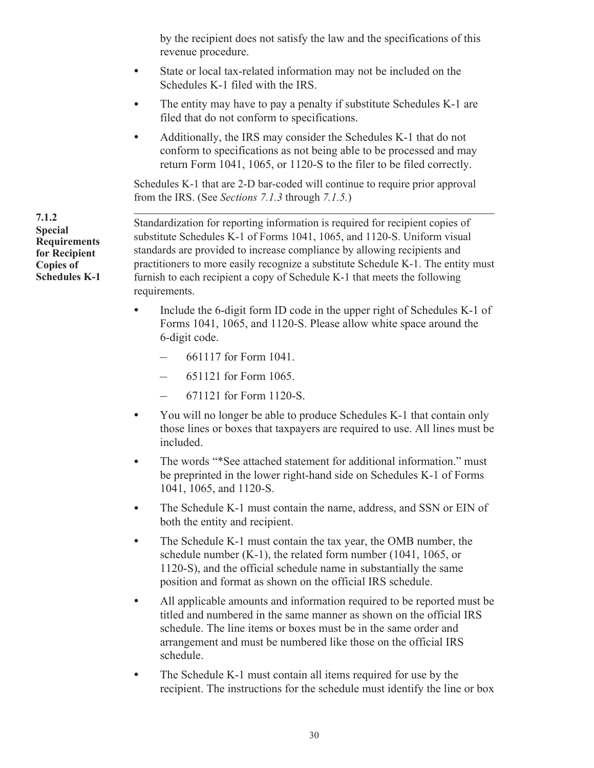by the recipient does not satisfy the law and the specifications of this revenue procedure.

- State or local tax-related information may not be included on the Schedules K-1 filed with the IRS.
- The entity may have to pay a penalty if substitute Schedules K-1 are filed that do not conform to specifications.
- Additionally, the IRS may consider the Schedules K-1 that do not conform to specifications as not being able to be processed and may return Form 1041, 1065, or 1120-S to the filer to be filed correctly.

Schedules K-1 that are 2-D bar-coded will continue to require prior approval from the IRS. (See *Sections 7.1.3* through *7.1.5.*)

### 7.1.2 Special Requirements for Recipient Copies of Schedules K-1

Standardization for reporting information is required for recipient copies of substitute Schedules K-1 of Forms 1041, 1065, and 1120-S. Uniform visual standards are provided to increase compliance by allowing recipients and practitioners to more easily recognize a substitute Schedule K-1. The entity must furnish to each recipient a copy of Schedule K-1 that meets the following requirements.

- Include the 6-digit form ID code in the upper right of Schedules K-1 of Forms 1041, 1065, and 1120-S. Please allow white space around the 6-digit code.
  - 661117 for Form 1041.
  - 651121 for Form 1065.
  - 671121 for Form 1120-S.
- You will no longer be able to produce Schedules K-1 that contain only those lines or boxes that taxpayers are required to use. All lines must be included.
- The words "*See attached statement for additional information." must be preprinted in the lower right-hand side on Schedules K-1 of Forms 1041, 1065, and 1120-S.
- The Schedule K-1 must contain the name, address, and SSN or EIN of both the entity and recipient.
- The Schedule K-1 must contain the tax year, the OMB number, the schedule number (K-1), the related form number (1041, 1065, or 1120-S), and the official schedule name in substantially the same position and format as shown on the official IRS schedule.
- All applicable amounts and information required to be reported must be titled and numbered in the same manner as shown on the official IRS schedule. The line items or boxes must be in the same order and arrangement and must be numbered like those on the official IRS schedule.
- The Schedule K-1 must contain all items required for use by the recipient. The instructions for the schedule must identify the line or box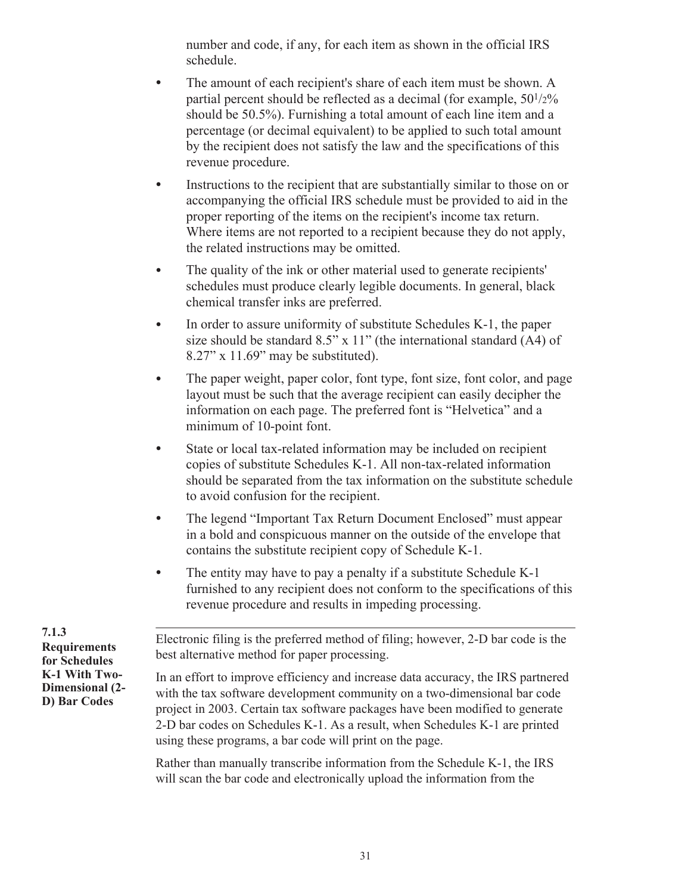number and code, if any, for each item as shown in the official IRS schedule.

- The amount of each recipient's share of each item must be shown. A partial percent should be reflected as a decimal (for example, 50½% should be 50.5%). Furnishing a total amount of each line item and a percentage (or decimal equivalent) to be applied to such total amount by the recipient does not satisfy the law and the specifications of this revenue procedure.
- Instructions to the recipient that are substantially similar to those on or accompanying the official IRS schedule must be provided to aid in the proper reporting of the items on the recipient's income tax return. Where items are not reported to a recipient because they do not apply, the related instructions may be omitted.
- The quality of the ink or other material used to generate recipients' schedules must produce clearly legible documents. In general, black chemical transfer inks are preferred.
- In order to assure uniformity of substitute Schedules K-1, the paper size should be standard 8.5" x 11" (the international standard (A4) of 8.27" x 11.69" may be substituted).
- The paper weight, paper color, font type, font size, font color, and page layout must be such that the average recipient can easily decipher the information on each page. The preferred font is "Helvetica" and a minimum of 10-point font.
- State or local tax-related information may be included on recipient copies of substitute Schedules K-1. All non-tax-related information should be separated from the tax information on the substitute schedule to avoid confusion for the recipient.
- The legend "Important Tax Return Document Enclosed" must appear in a bold and conspicuous manner on the outside of the envelope that contains the substitute recipient copy of Schedule K-1.
- The entity may have to pay a penalty if a substitute Schedule K-1 furnished to any recipient does not conform to the specifications of this revenue procedure and results in impeding processing.

### 7.1.3 Requirements for Schedules K-1 With Two-Dimensional (2-D) Bar Codes

Electronic filing is the preferred method of filing; however, 2-D bar code is the best alternative method for paper processing.

In an effort to improve efficiency and increase data accuracy, the IRS partnered with the tax software development community on a two-dimensional bar code project in 2003. Certain tax software packages have been modified to generate 2-D bar codes on Schedules K-1. As a result, when Schedules K-1 are printed using these programs, a bar code will print on the page.

Rather than manually transcribe information from the Schedule K-1, the IRS will scan the bar code and electronically upload the information from the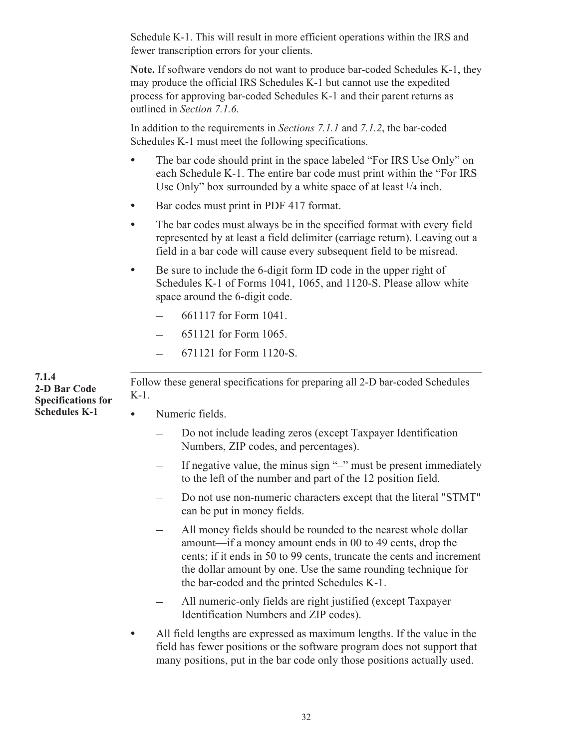Schedule K-1. This will result in more efficient operations within the IRS and fewer transcription errors for your clients.

**Note.** If software vendors do not want to produce bar-coded Schedules K-1, they may produce the official IRS Schedules K-1 but cannot use the expedited process for approving bar-coded Schedules K-1 and their parent returns as outlined in *Section 7.1.6*.

In addition to the requirements in *Sections 7.1.1* and *7.1.2*, the bar-coded Schedules K-1 must meet the following specifications.

- The bar code should print in the space labeled "For IRS Use Only" on each Schedule K-1. The entire bar code must print within the "For IRS Use Only" box surrounded by a white space of at least 1/4 inch.
- Bar codes must print in PDF 417 format.
- The bar codes must always be in the specified format with every field represented by at least a field delimiter (carriage return). Leaving out a field in a bar code will cause every subsequent field to be misread.
- Be sure to include the 6-digit form ID code in the upper right of Schedules K-1 of Forms 1041, 1065, and 1120-S. Please allow white space around the 6-digit code.
  - 661117 for Form 1041.
  - 651121 for Form 1065.
  - 671121 for Form 1120-S.

### 7.1.4 2-D Bar Code Specifications for Schedules K-1

Follow these general specifications for preparing all 2-D bar-coded Schedules K-1.

- Numeric fields.
  - Do not include leading zeros (except Taxpayer Identification Numbers, ZIP codes, and percentages).
  - If negative value, the minus sign "–" must be present immediately to the left of the number and part of the 12 position field.
  - Do not use non-numeric characters except that the literal "STMT" can be put in money fields.
  - All money fields should be rounded to the nearest whole dollar amount—if a money amount ends in 00 to 49 cents, drop the cents; if it ends in 50 to 99 cents, truncate the cents and increment the dollar amount by one. Use the same rounding technique for the bar-coded and the printed Schedules K-1.
  - All numeric-only fields are right justified (except Taxpayer Identification Numbers and ZIP codes).
- All field lengths are expressed as maximum lengths. If the value in the field has fewer positions or the software program does not support that many positions, put in the bar code only those positions actually used.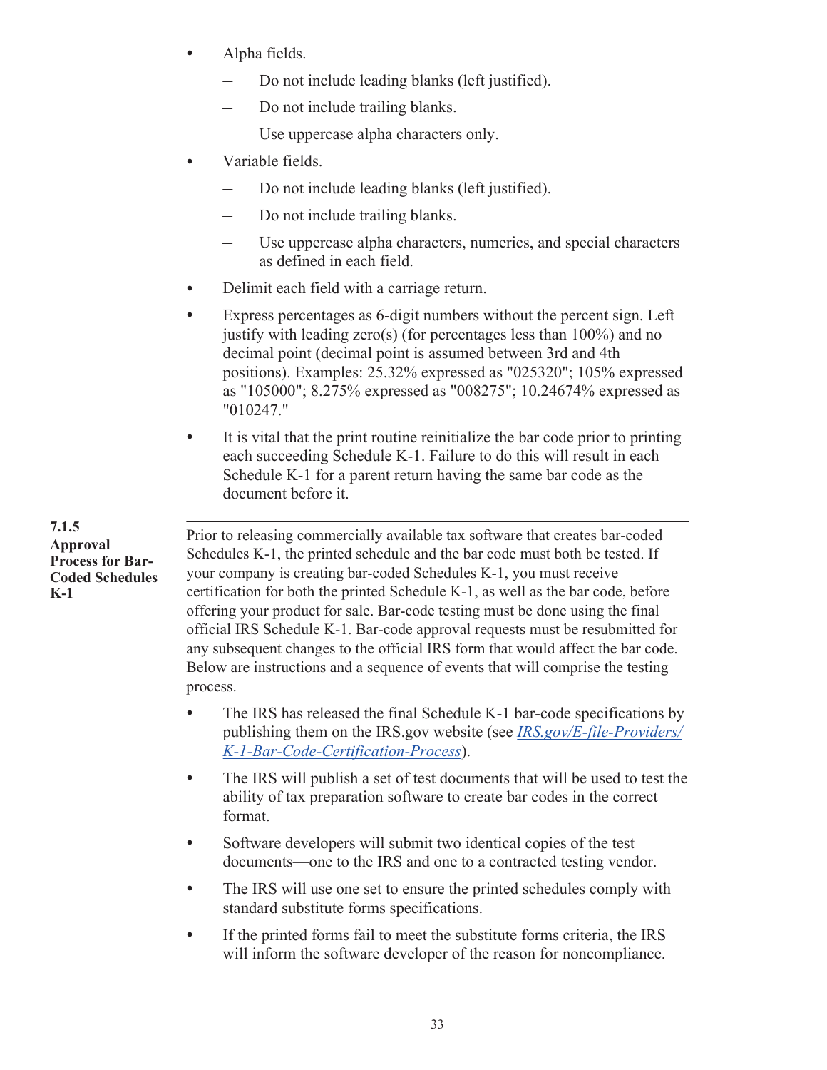- Alpha fields.
  - Do not include leading blanks (left justified).
  - Do not include trailing blanks.
  - Use uppercase alpha characters only.
- Variable fields.
  - Do not include leading blanks (left justified).
  - Do not include trailing blanks.
  - Use uppercase alpha characters, numerics, and special characters as defined in each field.
- Delimit each field with a carriage return.
- Express percentages as 6-digit numbers without the percent sign. Left justify with leading zero(s) (for percentages less than 100%) and no decimal point (decimal point is assumed between 3rd and 4th positions). Examples: 25.32% expressed as "025320"; 105% expressed as "105000"; 8.275% expressed as "008275"; 10.24674% expressed as "010247."
- It is vital that the print routine reinitialize the bar code prior to printing each succeeding Schedule K-1. Failure to do this will result in each Schedule K-1 for a parent return having the same bar code as the document before it.

### 7.1.5 Approval Process for Bar-Coded Schedules K-1

Prior to releasing commercially available tax software that creates bar-coded Schedules K-1, the printed schedule and the bar code must both be tested. If your company is creating bar-coded Schedules K-1, you must receive certification for both the printed Schedule K-1, as well as the bar code, before offering your product for sale. Bar-code testing must be done using the final official IRS Schedule K-1. Bar-code approval requests must be resubmitted for any subsequent changes to the official IRS form that would affect the bar code. Below are instructions and a sequence of events that will comprise the testing process.

- The IRS has released the final Schedule K-1 bar-code specifications by publishing them on the IRS.gov website (see *IRS.gov/E-file-Providers/K-1-Bar-Code-Certification-Process*).
- The IRS will publish a set of test documents that will be used to test the ability of tax preparation software to create bar codes in the correct format.
- Software developers will submit two identical copies of the test documents—one to the IRS and one to a contracted testing vendor.
- The IRS will use one set to ensure the printed schedules comply with standard substitute forms specifications.
- If the printed forms fail to meet the substitute forms criteria, the IRS will inform the software developer of the reason for noncompliance.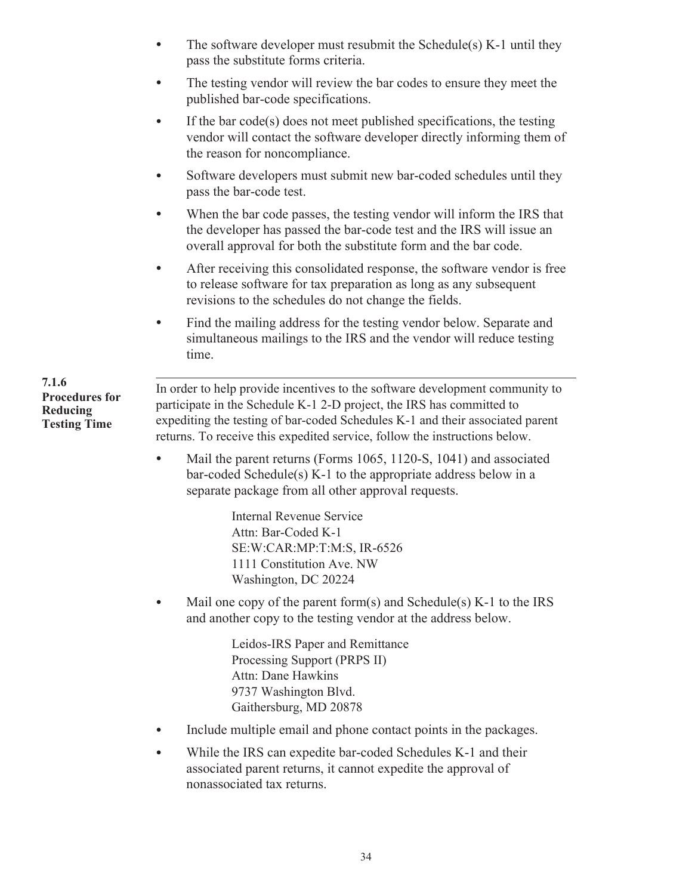- The software developer must resubmit the Schedule(s) K-1 until they pass the substitute forms criteria.
- The testing vendor will review the bar codes to ensure they meet the published bar-code specifications.
- If the bar code(s) does not meet published specifications, the testing vendor will contact the software developer directly informing them of the reason for noncompliance.
- Software developers must submit new bar-coded schedules until they pass the bar-code test.
- When the bar code passes, the testing vendor will inform the IRS that the developer has passed the bar-code test and the IRS will issue an overall approval for both the substitute form and the bar code.
- After receiving this consolidated response, the software vendor is free to release software for tax preparation as long as any subsequent revisions to the schedules do not change the fields.
- Find the mailing address for the testing vendor below. Separate and simultaneous mailings to the IRS and the vendor will reduce testing time.

### 7.1.6 Procedures for Reducing Testing Time

In order to help provide incentives to the software development community to participate in the Schedule K-1 2-D project, the IRS has committed to expediting the testing of bar-coded Schedules K-1 and their associated parent returns. To receive this expedited service, follow the instructions below.

- Mail the parent returns (Forms 1065, 1120-S, 1041) and associated bar-coded Schedule(s) K-1 to the appropriate address below in a separate package from all other approval requests.

  Internal Revenue Service
  Attn: Bar-Coded K-1
  SE:W:CAR:MP:T:M:S, IR-6526
  1111 Constitution Ave. NW
  Washington, DC 20224

- Mail one copy of the parent form(s) and Schedule(s) K-1 to the IRS and another copy to the testing vendor at the address below.

  Leidos-IRS Paper and Remittance
  Processing Support (PRPS II)
  Attn: Dane Hawkins
  9737 Washington Blvd.
  Gaithersburg, MD 20878

- Include multiple email and phone contact points in the packages.
- While the IRS can expedite bar-coded Schedules K-1 and their associated parent returns, it cannot expedite the approval of nonassociated tax returns.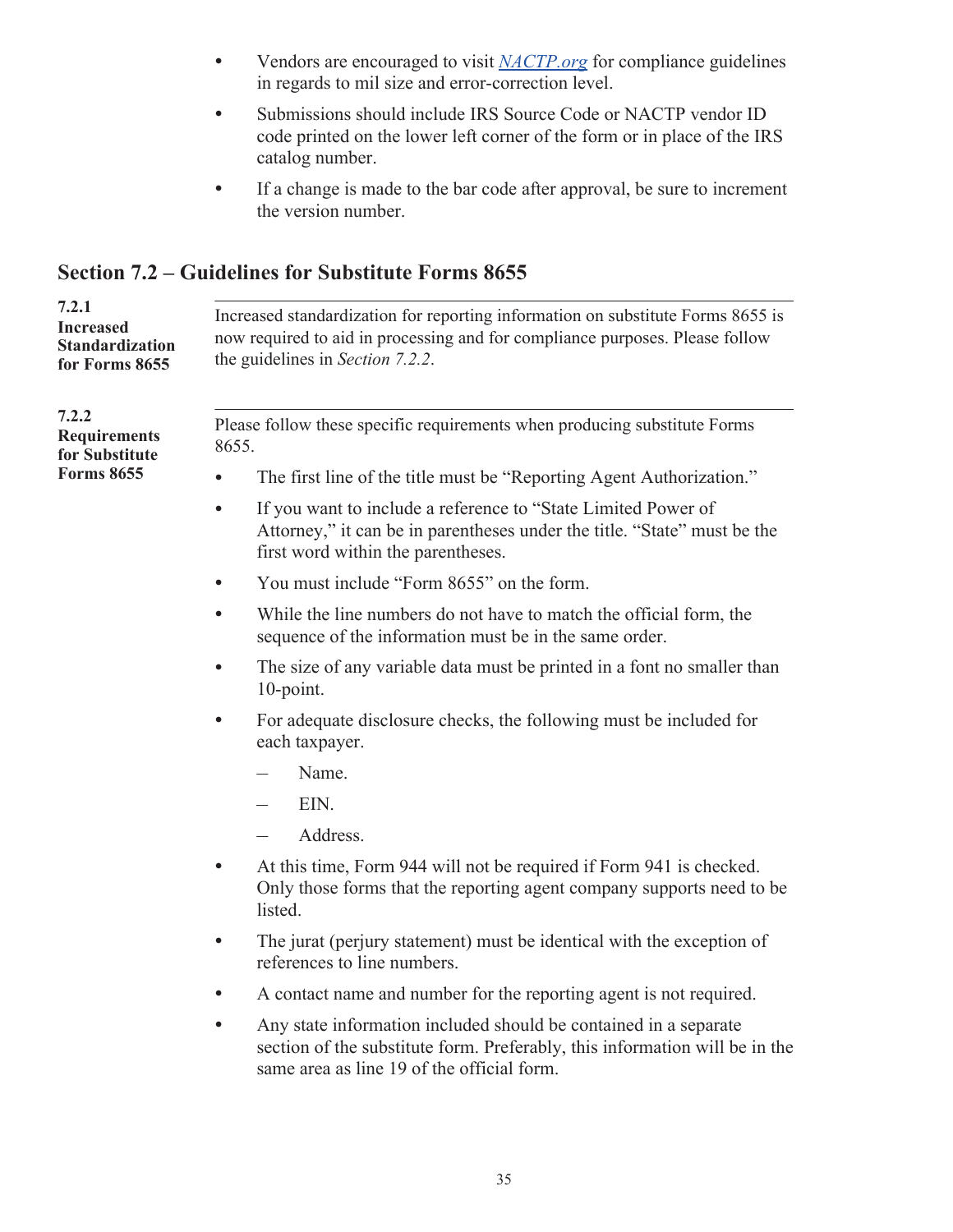- Vendors are encouraged to visit [NACTP.org](NACTP.org) for compliance guidelines in regards to mil size and error-correction level.
- Submissions should include IRS Source Code or NACTP vendor ID code printed on the lower left corner of the form or in place of the IRS catalog number.
- If a change is made to the bar code after approval, be sure to increment the version number.

## Section 7.2 – Guidelines for Substitute Forms 8655

### 7.2.1 Increased Standardization for Forms 8655

Increased standardization for reporting information on substitute Forms 8655 is now required to aid in processing and for compliance purposes. Please follow the guidelines in *Section 7.2.2*.

### 7.2.2 Requirements for Substitute Forms 8655

Please follow these specific requirements when producing substitute Forms 8655.

- The first line of the title must be "Reporting Agent Authorization."
- If you want to include a reference to "State Limited Power of Attorney," it can be in parentheses under the title. "State" must be the first word within the parentheses.
- You must include "Form 8655" on the form.
- While the line numbers do not have to match the official form, the sequence of the information must be in the same order.
- The size of any variable data must be printed in a font no smaller than 10-point.
- For adequate disclosure checks, the following must be included for each taxpayer.
  - Name.
  - EIN.
  - Address.
- At this time, Form 944 will not be required if Form 941 is checked. Only those forms that the reporting agent company supports need to be listed.
- The jurat (perjury statement) must be identical with the exception of references to line numbers.
- A contact name and number for the reporting agent is not required.
- Any state information included should be contained in a separate section of the substitute form. Preferably, this information will be in the same area as line 19 of the official form.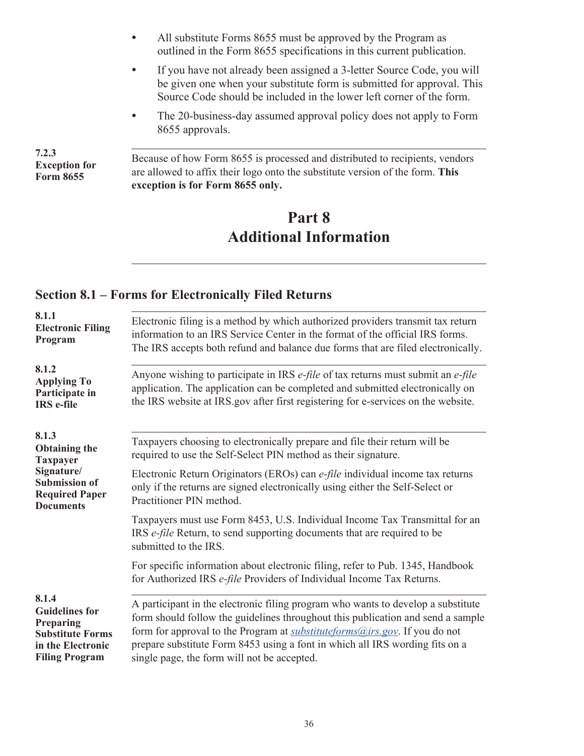- All substitute Forms 8655 must be approved by the Program as outlined in the Form 8655 specifications in this current publication.
- If you have not already been assigned a 3-letter Source Code, you will be given one when your substitute form is submitted for approval. This Source Code should be included in the lower left corner of the form.
- The 20-business-day assumed approval policy does not apply to Form 8655 approvals.

**7.2.3 Exception for Form 8655**

Because of how Form 8655 is processed and distributed to recipients, vendors are allowed to affix their logo onto the substitute version of the form. **This exception is for Form 8655 only.**

# Part 8
# Additional Information

## Section 8.1 – Forms for Electronically Filed Returns

**8.1.1 Electronic Filing Program**

Electronic filing is a method by which authorized providers transmit tax return information to an IRS Service Center in the format of the official IRS forms. The IRS accepts both refund and balance due forms that are filed electronically.

**8.1.2 Applying To Participate in IRS e-file**

Anyone wishing to participate in IRS *e-file* of tax returns must submit an *e-file* application. The application can be completed and submitted electronically on the IRS website at IRS.gov after first registering for e-services on the website.

**8.1.3 Obtaining the Taxpayer Signature/ Submission of Required Paper Documents**

Taxpayers choosing to electronically prepare and file their return will be required to use the Self-Select PIN method as their signature.

Electronic Return Originators (EROs) can *e-file* individual income tax returns only if the returns are signed electronically using either the Self-Select or Practitioner PIN method.

Taxpayers must use Form 8453, U.S. Individual Income Tax Transmittal for an IRS *e-file* Return, to send supporting documents that are required to be submitted to the IRS.

For specific information about electronic filing, refer to Pub. 1345, Handbook for Authorized IRS *e-file* Providers of Individual Income Tax Returns.

**8.1.4 Guidelines for Preparing Substitute Forms in the Electronic Filing Program**

A participant in the electronic filing program who wants to develop a substitute form should follow the guidelines throughout this publication and send a sample form for approval to the Program at *substituteforms@irs.gov*. If you do not prepare substitute Form 8453 using a font in which all IRS wording fits on a single page, the form will not be accepted.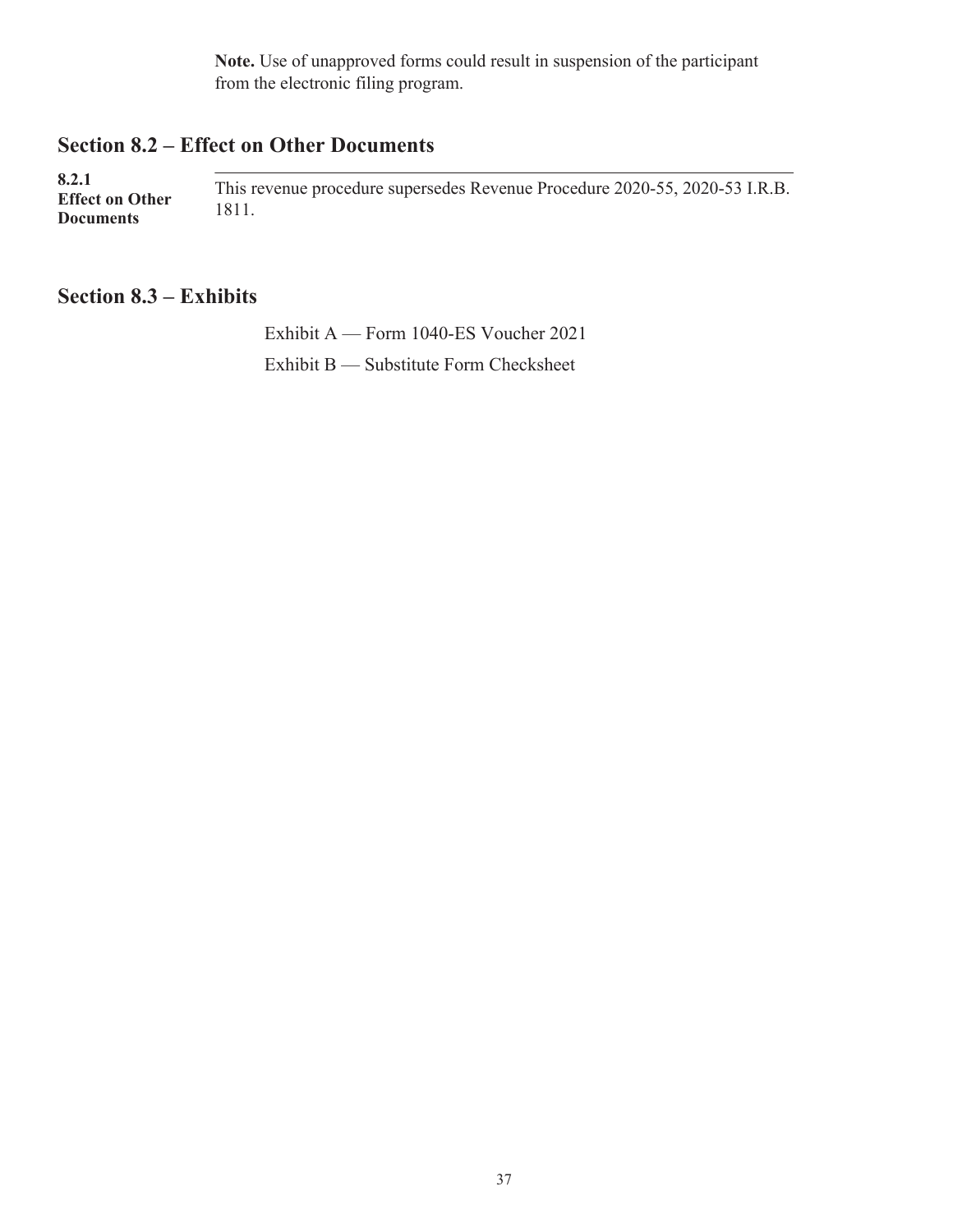**Note.** Use of unapproved forms could result in suspension of the participant from the electronic filing program.

## Section 8.2 – Effect on Other Documents

**8.2.1 Effect on Other Documents**

This revenue procedure supersedes Revenue Procedure 2020-55, 2020-53 I.R.B. 1811.

## Section 8.3 – Exhibits

Exhibit A — Form 1040-ES Voucher 2021

Exhibit B — Substitute Form Checksheet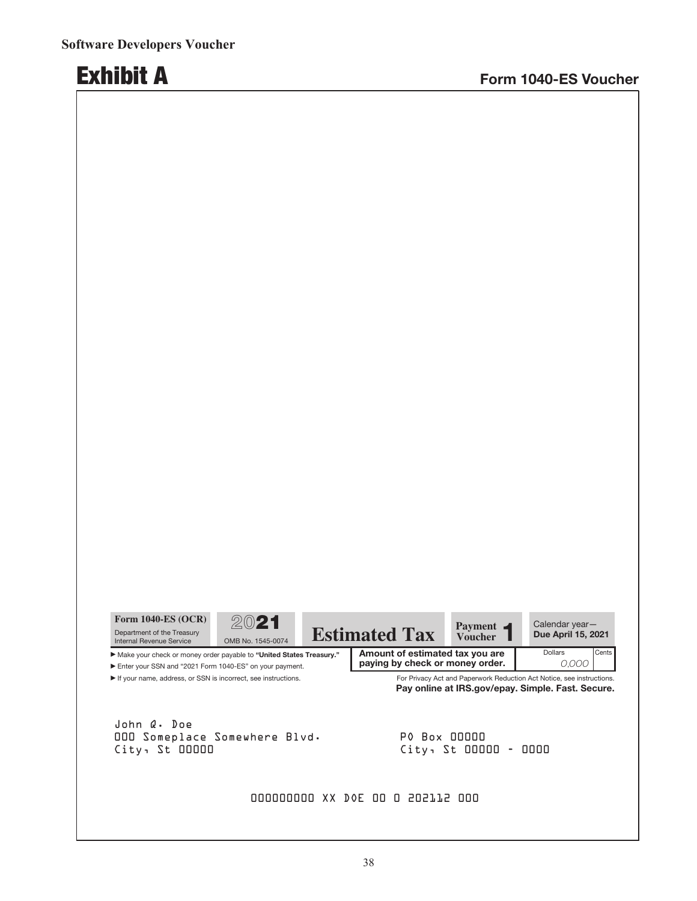**Software Developers Voucher**

# Exhibit A

**Form 1040-ES Voucher**

**Form 1040-ES (OCR)**
Department of the Treasury
Internal Revenue Service

**2021**
OMB No. 1545-0074

**Estimated Tax**

**Payment Voucher 1**

Calendar year—
**Due April 15, 2021**

▶ Make your check or money order payable to **"United States Treasury."**
▶ Enter your SSN and "2021 Form 1040-ES" on your payment.
▶ If your name, address, or SSN is incorrect, see instructions.

**Amount of estimated tax you are paying by check or money order.**

| Dollars | Cents |
|---|---|
| 0,000 | |

For Privacy Act and Paperwork Reduction Act Notice, see instructions.
**Pay online at IRS.gov/epay. Simple. Fast. Secure.**

John Q. Doe
000 Someplace Somewhere Blvd.
City, St 00000

PO Box 00000
City, St 00000 - 0000

000000000 XX DOE 00 0 202112 000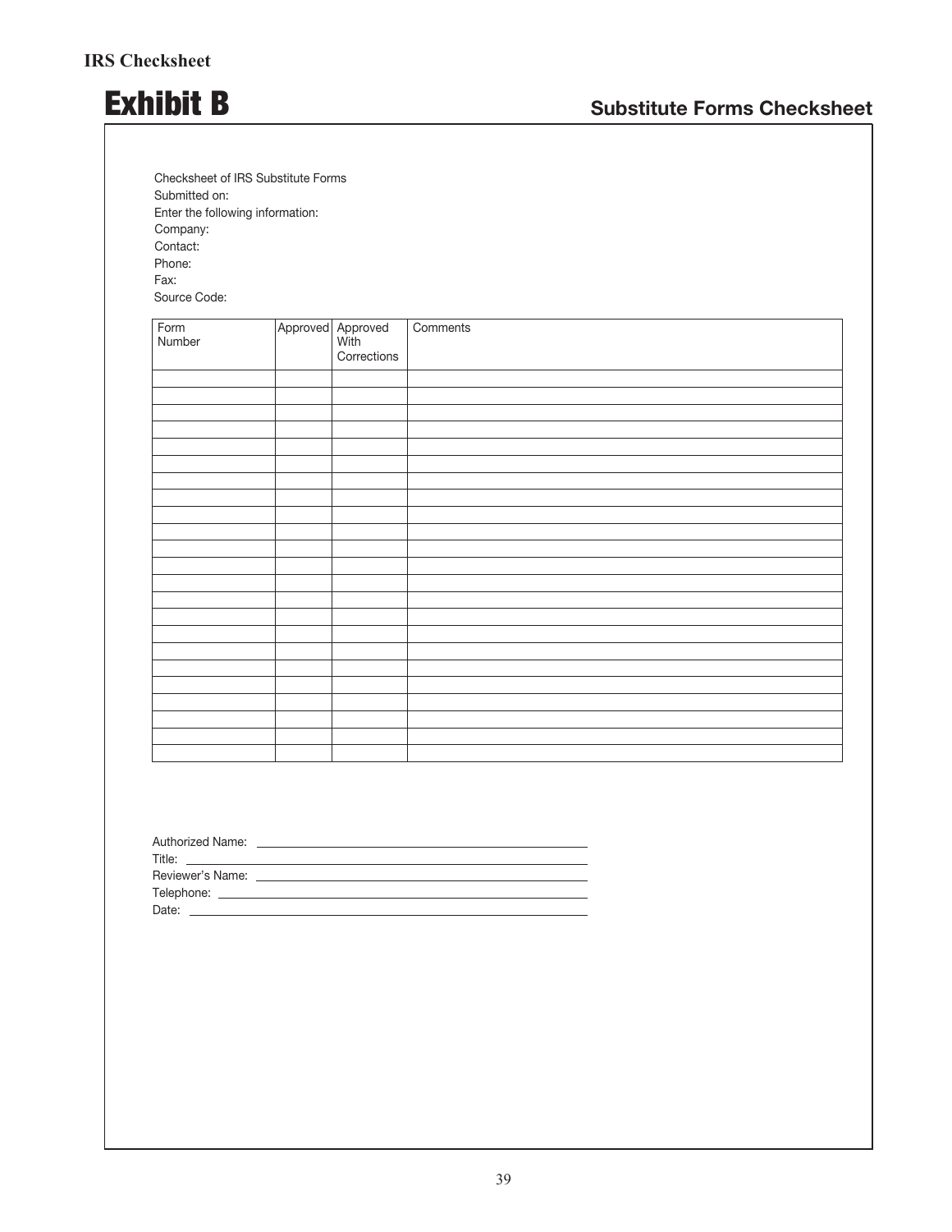**IRS Checksheet**

# Exhibit B

## Substitute Forms Checksheet

Checksheet of IRS Substitute Forms
Submitted on:
Enter the following information:
Company:
Contact:
Phone:
Fax:
Source Code:

| Form Number | Approved | Approved With Corrections | Comments |
|---|---|---|---|
| | | | |
| | | | |
| | | | |
| | | | |
| | | | |
| | | | |
| | | | |
| | | | |
| | | | |
| | | | |
| | | | |
| | | | |
| | | | |
| | | | |
| | | | |
| | | | |
| | | | |
| | | | |
| | | | |
| | | | |
| | | | |
| | | | |
| | | | |

Authorized Name: ______________________________

Title: ______________________________

Reviewer's Name: ______________________________

Telephone: ______________________________

Date: ______________________________